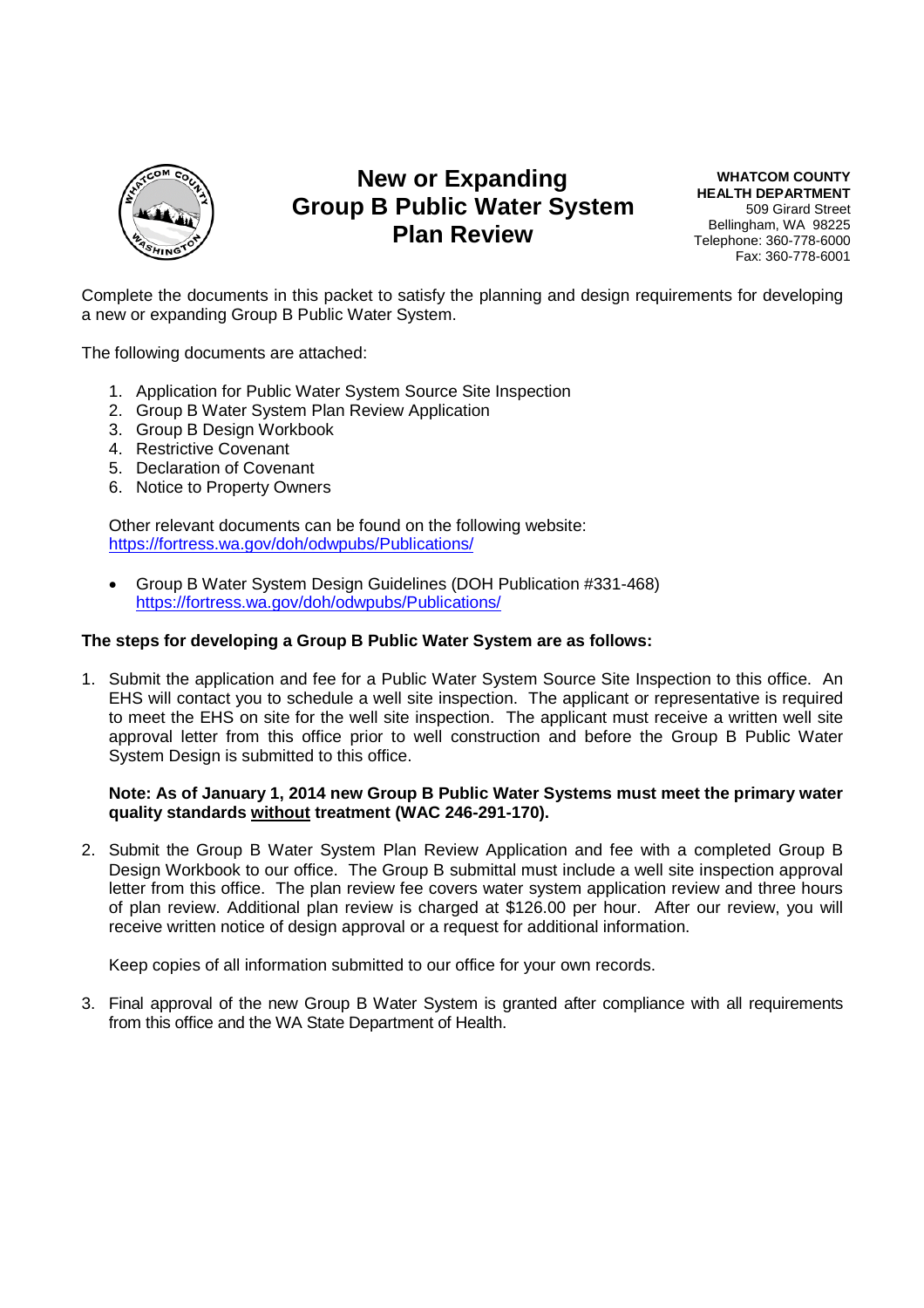# New or Expanding Group B Public Water System Plan Review

**WHATCOM COUNTY HEALTH DEPARTMENT**
509 Girard Street
Bellingham, WA 98225
Telephone: 360-778-6000
Fax: 360-778-6001

Complete the documents in this packet to satisfy the planning and design requirements for developing a new or expanding Group B Public Water System.

The following documents are attached:

1. Application for Public Water System Source Site Inspection
2. Group B Water System Plan Review Application
3. Group B Design Workbook
4. Restrictive Covenant
5. Declaration of Covenant
6. Notice to Property Owners

Other relevant documents can be found on the following website:
https://fortress.wa.gov/doh/odwpubs/Publications/

- Group B Water System Design Guidelines (DOH Publication #331-468)
  https://fortress.wa.gov/doh/odwpubs/Publications/

**The steps for developing a Group B Public Water System are as follows:**

1. Submit the application and fee for a Public Water System Source Site Inspection to this office. An EHS will contact you to schedule a well site inspection. The applicant or representative is required to meet the EHS on site for the well site inspection. The applicant must receive a written well site approval letter from this office prior to well construction and before the Group B Public Water System Design is submitted to this office.

   **Note: As of January 1, 2014 new Group B Public Water Systems must meet the primary water quality standards <u>without</u> treatment (WAC 246-291-170).**

2. Submit the Group B Water System Plan Review Application and fee with a completed Group B Design Workbook to our office. The Group B submittal must include a well site inspection approval letter from this office. The plan review fee covers water system application review and three hours of plan review. Additional plan review is charged at $126.00 per hour. After our review, you will receive written notice of design approval or a request for additional information.

   Keep copies of all information submitted to our office for your own records.

3. Final approval of the new Group B Water System is granted after compliance with all requirements from this office and the WA State Department of Health.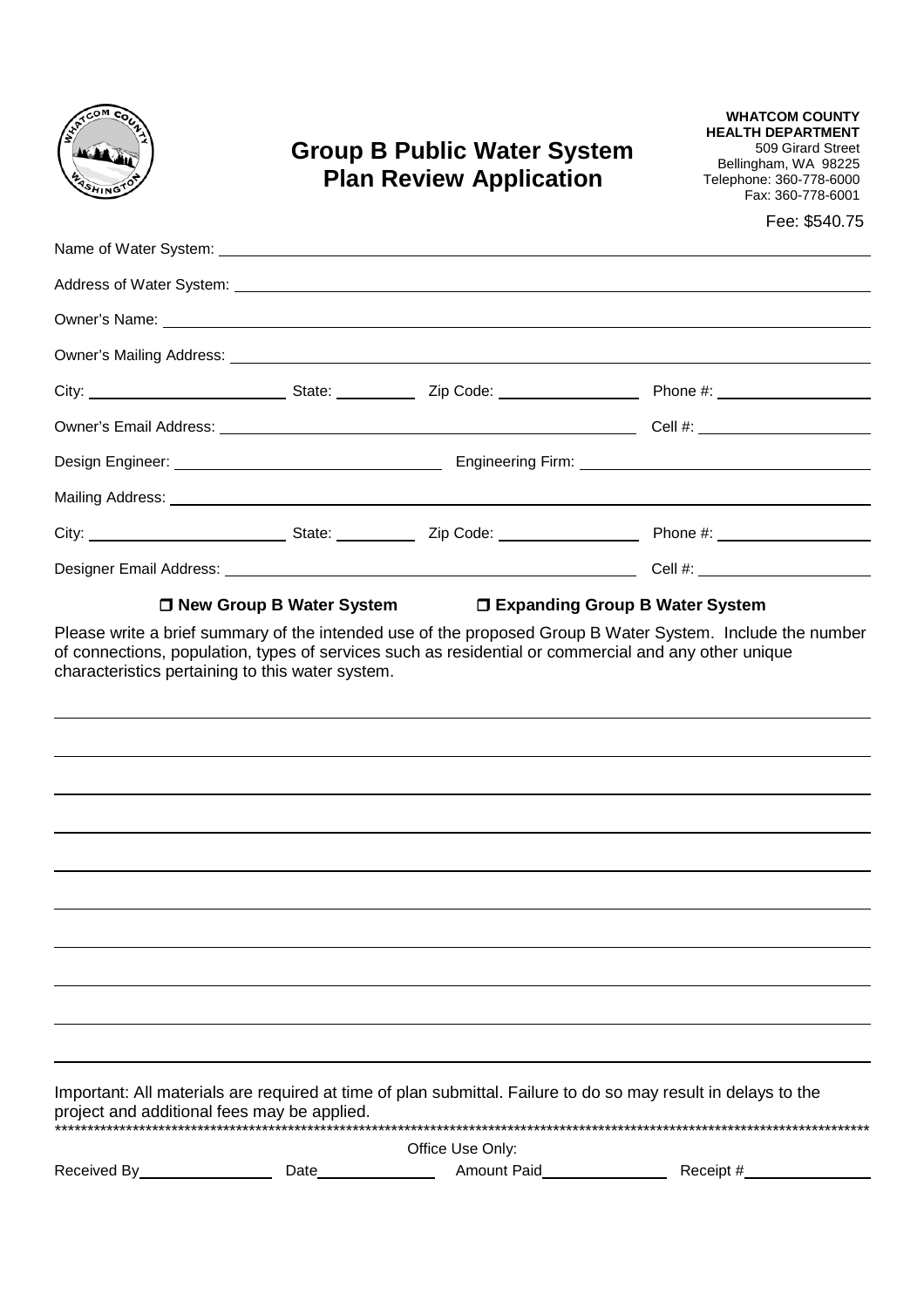**WHATCOM COUNTY HEALTH DEPARTMENT**
509 Girard Street
Bellingham, WA 98225
Telephone: 360-778-6000
Fax: 360-778-6001

# Group B Public Water System Plan Review Application

Fee: $540.75

Name of Water System: ______________________________________________

Address of Water System: ______________________________________________

Owner's Name: ______________________________________________

Owner's Mailing Address: ______________________________________________

City: ____________ State: ________ Zip Code: ____________ Phone #: ____________

Owner's Email Address: ______________________________ Cell #: ____________

Design Engineer: ____________________ Engineering Firm: ____________________

Mailing Address: ______________________________________________

City: ____________ State: ________ Zip Code: ____________ Phone #: ____________

Designer Email Address: ______________________________ Cell #: ____________

☐ **New Group B Water System** ☐ **Expanding Group B Water System**

Please write a brief summary of the intended use of the proposed Group B Water System. Include the number of connections, population, types of services such as residential or commercial and any other unique characteristics pertaining to this water system.

______________________________________________

______________________________________________

______________________________________________

______________________________________________

______________________________________________

______________________________________________

______________________________________________

______________________________________________

______________________________________________

______________________________________________

Important: All materials are required at time of plan submittal. Failure to do so may result in delays to the project and additional fees may be applied.

*******************************************************************************************

Office Use Only:

Received By____________ Date____________ Amount Paid____________ Receipt #____________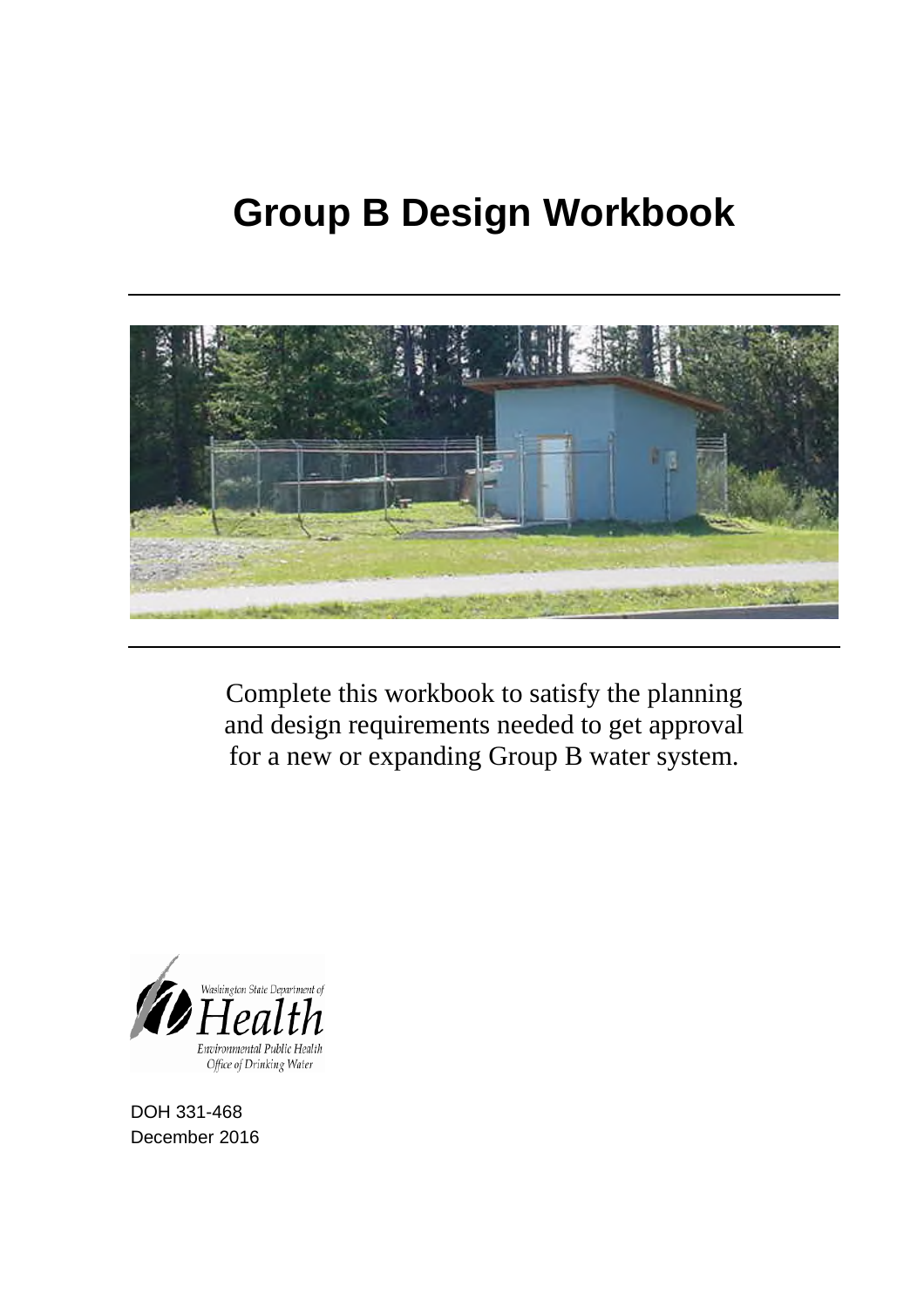# Group B Design Workbook

Complete this workbook to satisfy the planning and design requirements needed to get approval for a new or expanding Group B water system.

Washington State Department of Health
Environmental Public Health
Office of Drinking Water

DOH 331-468
December 2016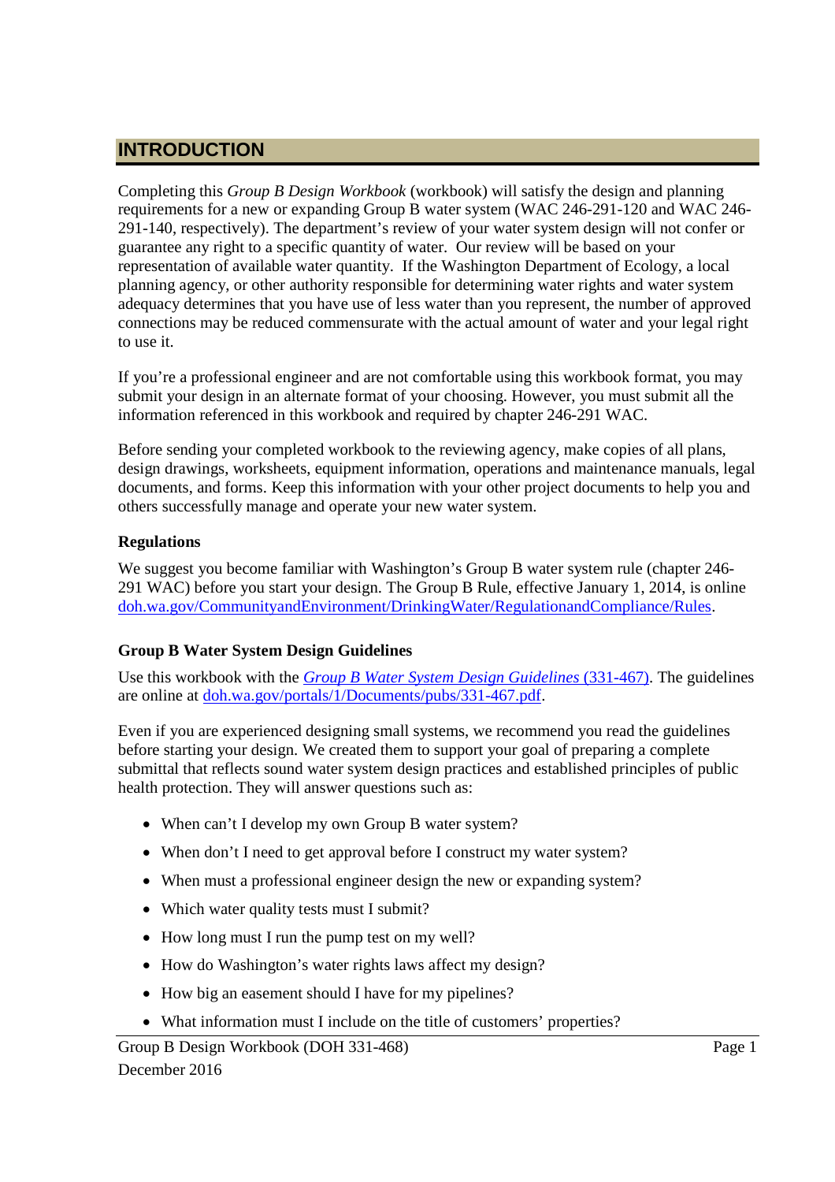## INTRODUCTION

Completing this *Group B Design Workbook* (workbook) will satisfy the design and planning requirements for a new or expanding Group B water system (WAC 246-291-120 and WAC 246-291-140, respectively). The department's review of your water system design will not confer or guarantee any right to a specific quantity of water. Our review will be based on your representation of available water quantity. If the Washington Department of Ecology, a local planning agency, or other authority responsible for determining water rights and water system adequacy determines that you have use of less water than you represent, the number of approved connections may be reduced commensurate with the actual amount of water and your legal right to use it.

If you're a professional engineer and are not comfortable using this workbook format, you may submit your design in an alternate format of your choosing. However, you must submit all the information referenced in this workbook and required by chapter 246-291 WAC.

Before sending your completed workbook to the reviewing agency, make copies of all plans, design drawings, worksheets, equipment information, operations and maintenance manuals, legal documents, and forms. Keep this information with your other project documents to help you and others successfully manage and operate your new water system.

**Regulations**

We suggest you become familiar with Washington's Group B water system rule (chapter 246-291 WAC) before you start your design. The Group B Rule, effective January 1, 2014, is online doh.wa.gov/CommunityandEnvironment/DrinkingWater/RegulationandCompliance/Rules.

**Group B Water System Design Guidelines**

Use this workbook with the *Group B Water System Design Guidelines* (331-467). The guidelines are online at doh.wa.gov/portals/1/Documents/pubs/331-467.pdf.

Even if you are experienced designing small systems, we recommend you read the guidelines before starting your design. We created them to support your goal of preparing a complete submittal that reflects sound water system design practices and established principles of public health protection. They will answer questions such as:

- When can't I develop my own Group B water system?
- When don't I need to get approval before I construct my water system?
- When must a professional engineer design the new or expanding system?
- Which water quality tests must I submit?
- How long must I run the pump test on my well?
- How do Washington's water rights laws affect my design?
- How big an easement should I have for my pipelines?
- What information must I include on the title of customers' properties?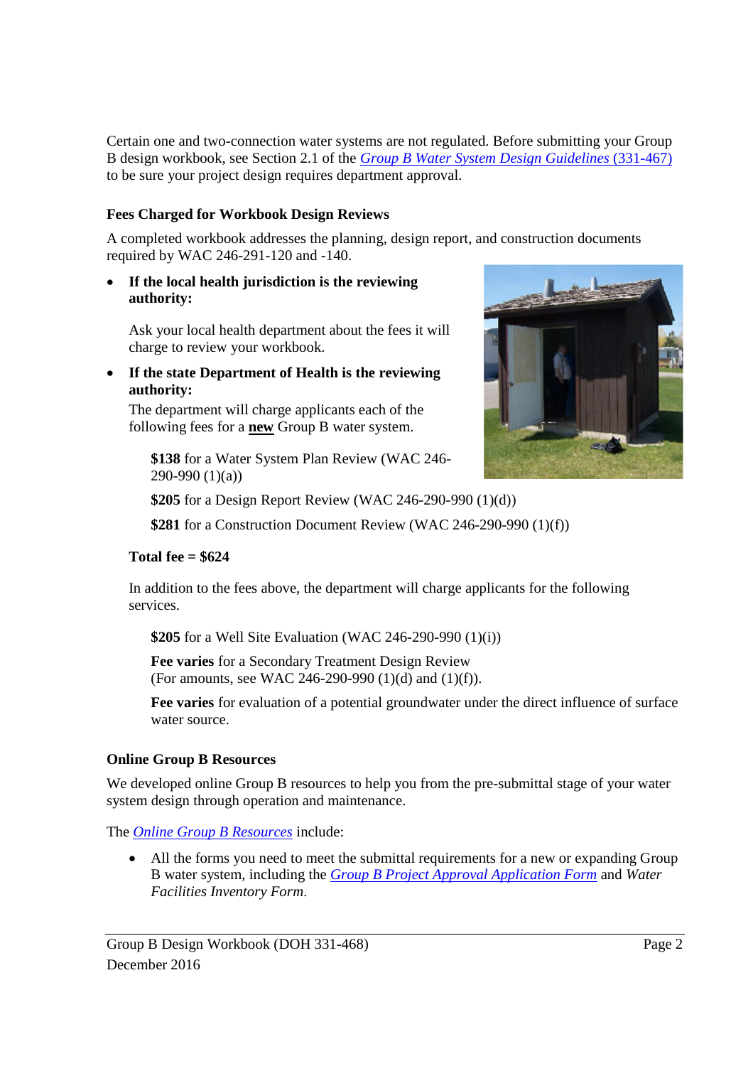Certain one and two-connection water systems are not regulated. Before submitting your Group B design workbook, see Section 2.1 of the *Group B Water System Design Guidelines* (331-467) to be sure your project design requires department approval.

### Fees Charged for Workbook Design Reviews

A completed workbook addresses the planning, design report, and construction documents required by WAC 246-291-120 and -140.

- **If the local health jurisdiction is the reviewing authority:**

  Ask your local health department about the fees it will charge to review your workbook.

- **If the state Department of Health is the reviewing authority:**

  The department will charge applicants each of the following fees for a **new** Group B water system.

  **$138** for a Water System Plan Review (WAC 246-290-990 (1)(a))

  **$205** for a Design Report Review (WAC 246-290-990 (1)(d))

  **$281** for a Construction Document Review (WAC 246-290-990 (1)(f))

  **Total fee = $624**

  In addition to the fees above, the department will charge applicants for the following services.

  **$205** for a Well Site Evaluation (WAC 246-290-990 (1)(i))

  **Fee varies** for a Secondary Treatment Design Review (For amounts, see WAC 246-290-990 (1)(d) and (1)(f)).

  **Fee varies** for evaluation of a potential groundwater under the direct influence of surface water source.

### Online Group B Resources

We developed online Group B resources to help you from the pre-submittal stage of your water system design through operation and maintenance.

The *Online Group B Resources* include:

- All the forms you need to meet the submittal requirements for a new or expanding Group B water system, including the *Group B Project Approval Application Form* and *Water Facilities Inventory Form*.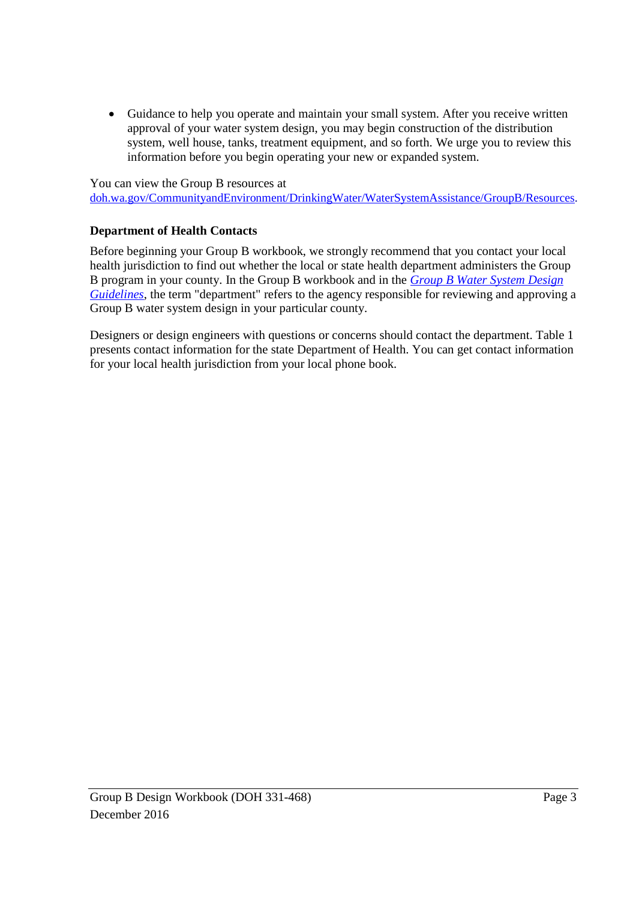- Guidance to help you operate and maintain your small system. After you receive written approval of your water system design, you may begin construction of the distribution system, well house, tanks, treatment equipment, and so forth. We urge you to review this information before you begin operating your new or expanded system.

You can view the Group B resources at [doh.wa.gov/CommunityandEnvironment/DrinkingWater/WaterSystemAssistance/GroupB/Resources](doh.wa.gov/CommunityandEnvironment/DrinkingWater/WaterSystemAssistance/GroupB/Resources).

**Department of Health Contacts**

Before beginning your Group B workbook, we strongly recommend that you contact your local health jurisdiction to find out whether the local or state health department administers the Group B program in your county. In the Group B workbook and in the *Group B Water System Design Guidelines*, the term "department" refers to the agency responsible for reviewing and approving a Group B water system design in your particular county.

Designers or design engineers with questions or concerns should contact the department. Table 1 presents contact information for the state Department of Health. You can get contact information for your local health jurisdiction from your local phone book.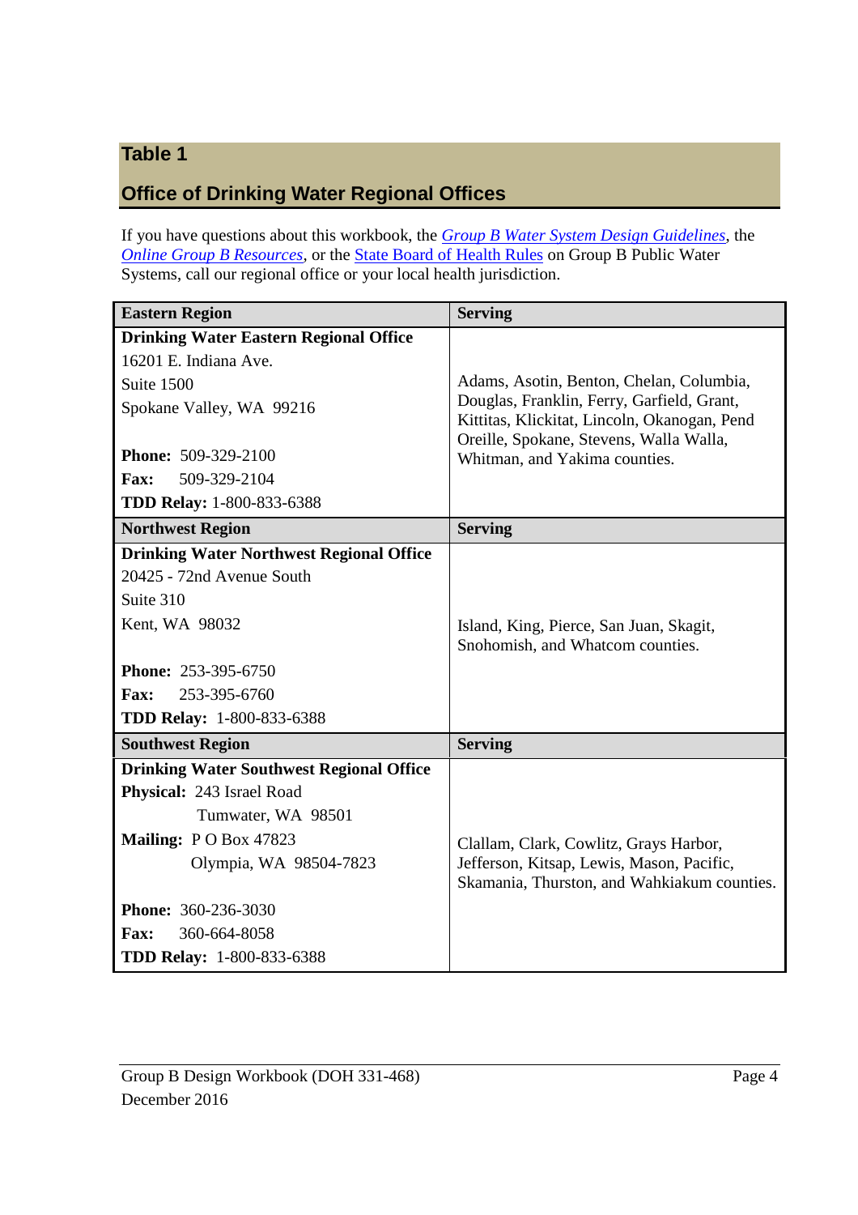## Table 1

## Office of Drinking Water Regional Offices

If you have questions about this workbook, the *Group B Water System Design Guidelines*, the *Online Group B Resources*, or the State Board of Health Rules on Group B Public Water Systems, call our regional office or your local health jurisdiction.

| Eastern Region | Serving |
|---|---|
| **Drinking Water Eastern Regional Office**<br>16201 E. Indiana Ave.<br>Suite 1500<br>Spokane Valley, WA 99216<br><br>**Phone:** 509-329-2100<br>**Fax:** 509-329-2104<br>**TDD Relay:** 1-800-833-6388 | Adams, Asotin, Benton, Chelan, Columbia, Douglas, Franklin, Ferry, Garfield, Grant, Kittitas, Klickitat, Lincoln, Okanogan, Pend Oreille, Spokane, Stevens, Walla Walla, Whitman, and Yakima counties. |
| **Northwest Region** | **Serving** |
| **Drinking Water Northwest Regional Office**<br>20425 - 72nd Avenue South<br>Suite 310<br>Kent, WA 98032<br><br>**Phone:** 253-395-6750<br>**Fax:** 253-395-6760<br>**TDD Relay:** 1-800-833-6388 | Island, King, Pierce, San Juan, Skagit, Snohomish, and Whatcom counties. |
| **Southwest Region** | **Serving** |
| **Drinking Water Southwest Regional Office**<br>**Physical:** 243 Israel Road<br>Tumwater, WA 98501<br>**Mailing:** P O Box 47823<br>Olympia, WA 98504-7823<br><br>**Phone:** 360-236-3030<br>**Fax:** 360-664-8058<br>**TDD Relay:** 1-800-833-6388 | Clallam, Clark, Cowlitz, Grays Harbor, Jefferson, Kitsap, Lewis, Mason, Pacific, Skamania, Thurston, and Wahkiakum counties. |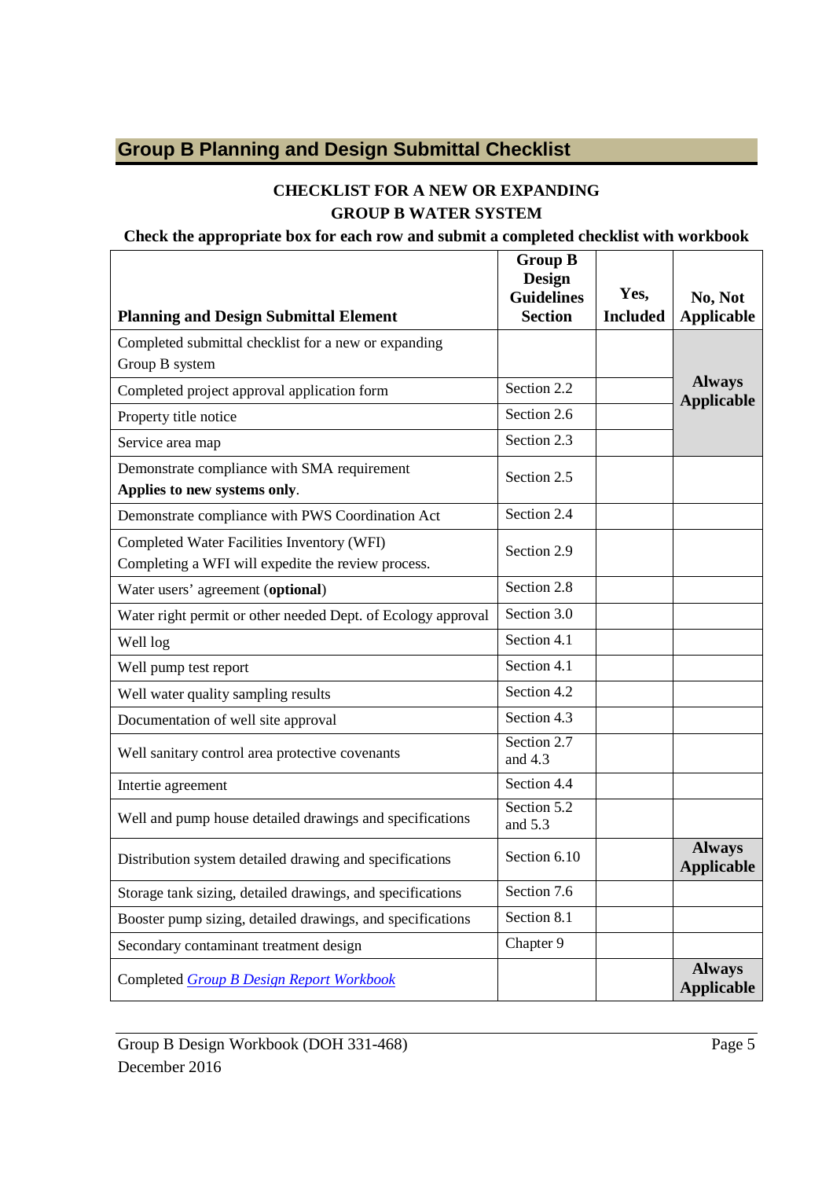## Group B Planning and Design Submittal Checklist

**CHECKLIST FOR A NEW OR EXPANDING GROUP B WATER SYSTEM**

**Check the appropriate box for each row and submit a completed checklist with workbook**

| Planning and Design Submittal Element | Group B Design Guidelines Section | Yes, Included | No, Not Applicable |
|---|---|---|---|
| Completed submittal checklist for a new or expanding Group B system | | | **Always Applicable** |
| Completed project approval application form | Section 2.2 | | **Always Applicable** |
| Property title notice | Section 2.6 | | **Always Applicable** |
| Service area map | Section 2.3 | | **Always Applicable** |
| Demonstrate compliance with SMA requirement **Applies to new systems only**. | Section 2.5 | | |
| Demonstrate compliance with PWS Coordination Act | Section 2.4 | | |
| Completed Water Facilities Inventory (WFI) Completing a WFI will expedite the review process. | Section 2.9 | | |
| Water users' agreement (**optional**) | Section 2.8 | | |
| Water right permit or other needed Dept. of Ecology approval | Section 3.0 | | |
| Well log | Section 4.1 | | |
| Well pump test report | Section 4.1 | | |
| Well water quality sampling results | Section 4.2 | | |
| Documentation of well site approval | Section 4.3 | | |
| Well sanitary control area protective covenants | Section 2.7 and 4.3 | | |
| Intertie agreement | Section 4.4 | | |
| Well and pump house detailed drawings and specifications | Section 5.2 and 5.3 | | |
| Distribution system detailed drawing and specifications | Section 6.10 | | **Always Applicable** |
| Storage tank sizing, detailed drawings, and specifications | Section 7.6 | | |
| Booster pump sizing, detailed drawings, and specifications | Section 8.1 | | |
| Secondary contaminant treatment design | Chapter 9 | | |
| Completed *Group B Design Report Workbook* | | | **Always Applicable** |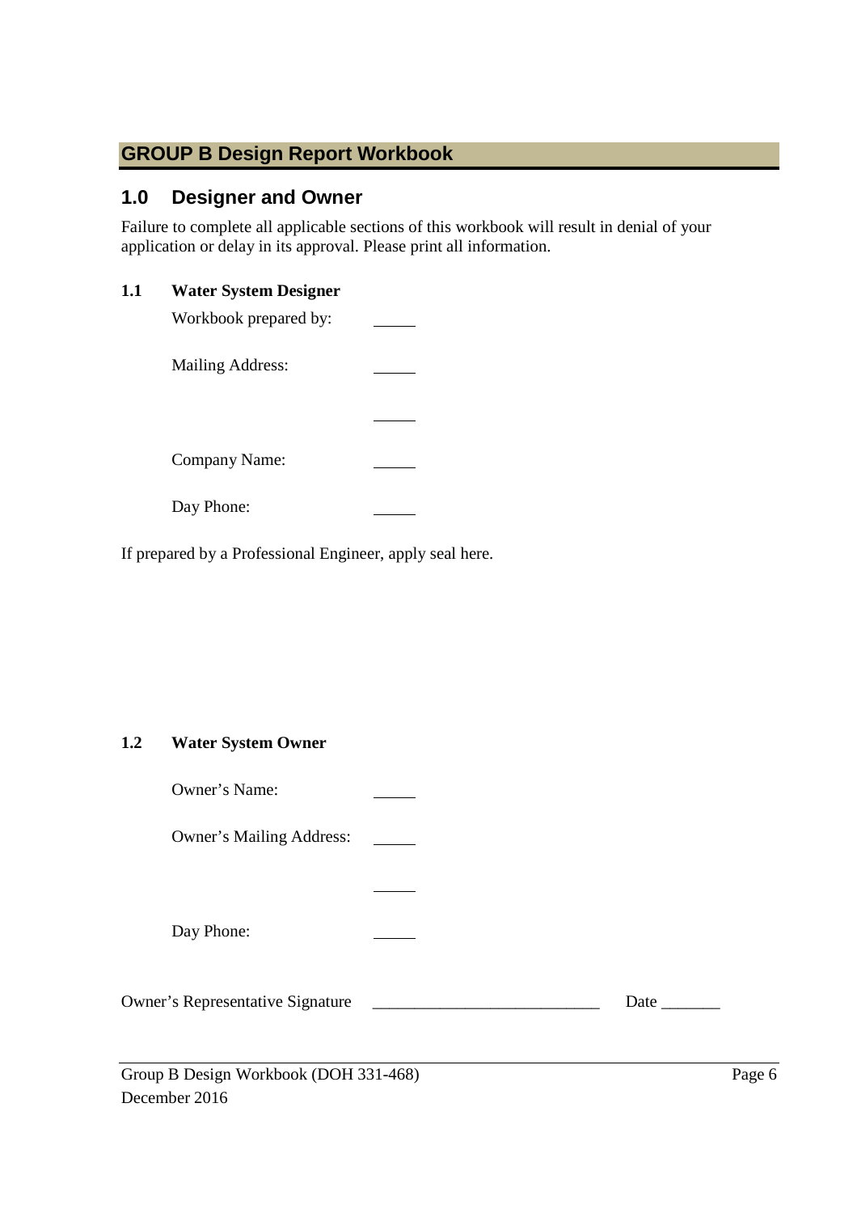# GROUP B Design Report Workbook

## 1.0 Designer and Owner

Failure to complete all applicable sections of this workbook will result in denial of your application or delay in its approval. Please print all information.

### 1.1 Water System Designer

Workbook prepared by: _____

Mailing Address: _____

_____

Company Name: _____

Day Phone: _____

If prepared by a Professional Engineer, apply seal here.

### 1.2 Water System Owner

Owner's Name: _____

Owner's Mailing Address: _____

_____

Day Phone: _____

Owner's Representative Signature ___________________________ Date _______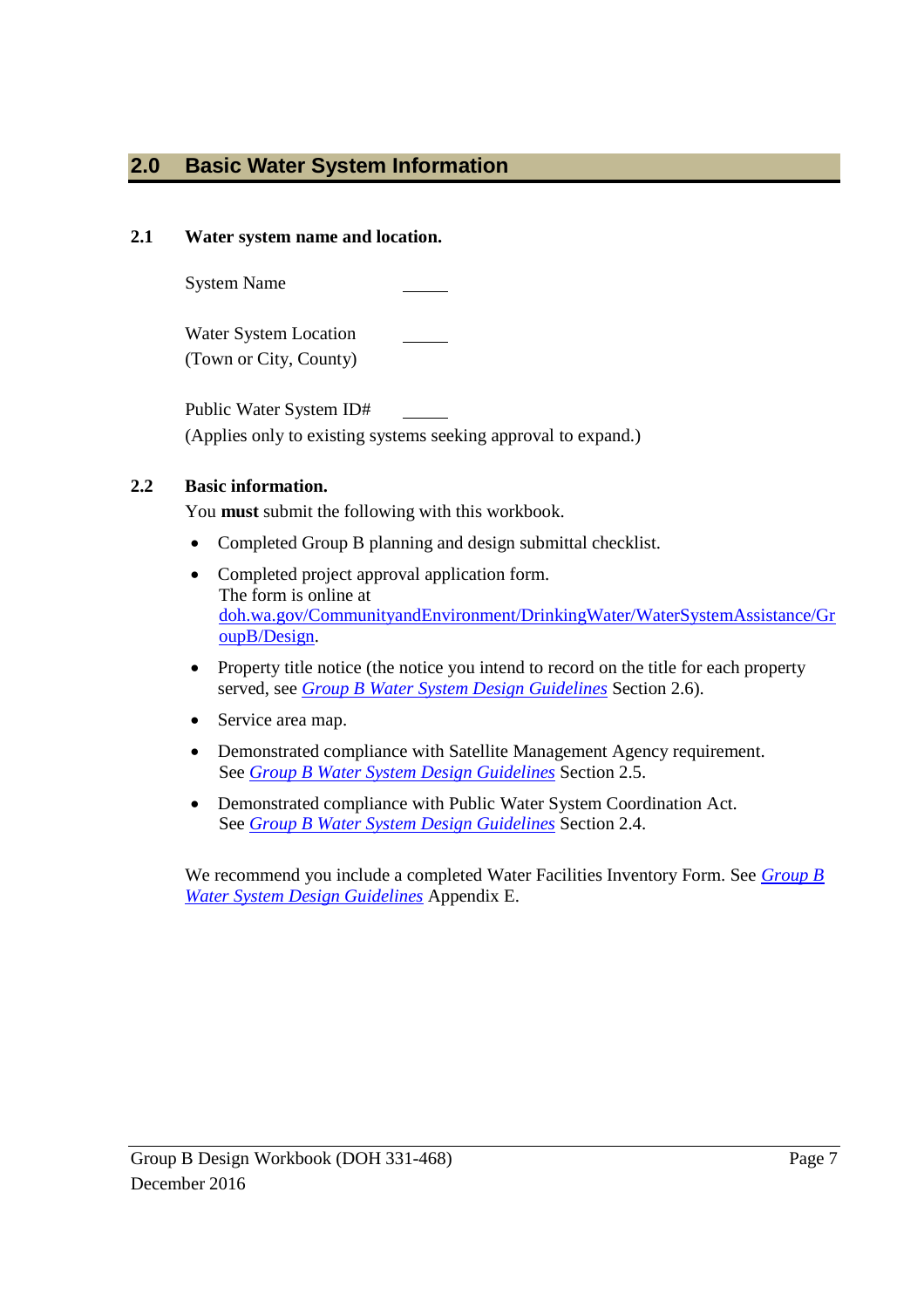## 2.0 Basic Water System Information

### 2.1 Water system name and location.

System Name \_\_\_\_\_

Water System Location (Town or City, County) \_\_\_\_\_

Public Water System ID# \_\_\_\_\_

(Applies only to existing systems seeking approval to expand.)

### 2.2 Basic information.

You **must** submit the following with this workbook.

- Completed Group B planning and design submittal checklist.
- Completed project approval application form.
  The form is online at doh.wa.gov/CommunityandEnvironment/DrinkingWater/WaterSystemAssistance/GroupB/Design.
- Property title notice (the notice you intend to record on the title for each property served, see *Group B Water System Design Guidelines* Section 2.6).
- Service area map.
- Demonstrated compliance with Satellite Management Agency requirement.
  See *Group B Water System Design Guidelines* Section 2.5.
- Demonstrated compliance with Public Water System Coordination Act.
  See *Group B Water System Design Guidelines* Section 2.4.

We recommend you include a completed Water Facilities Inventory Form. See *Group B Water System Design Guidelines* Appendix E.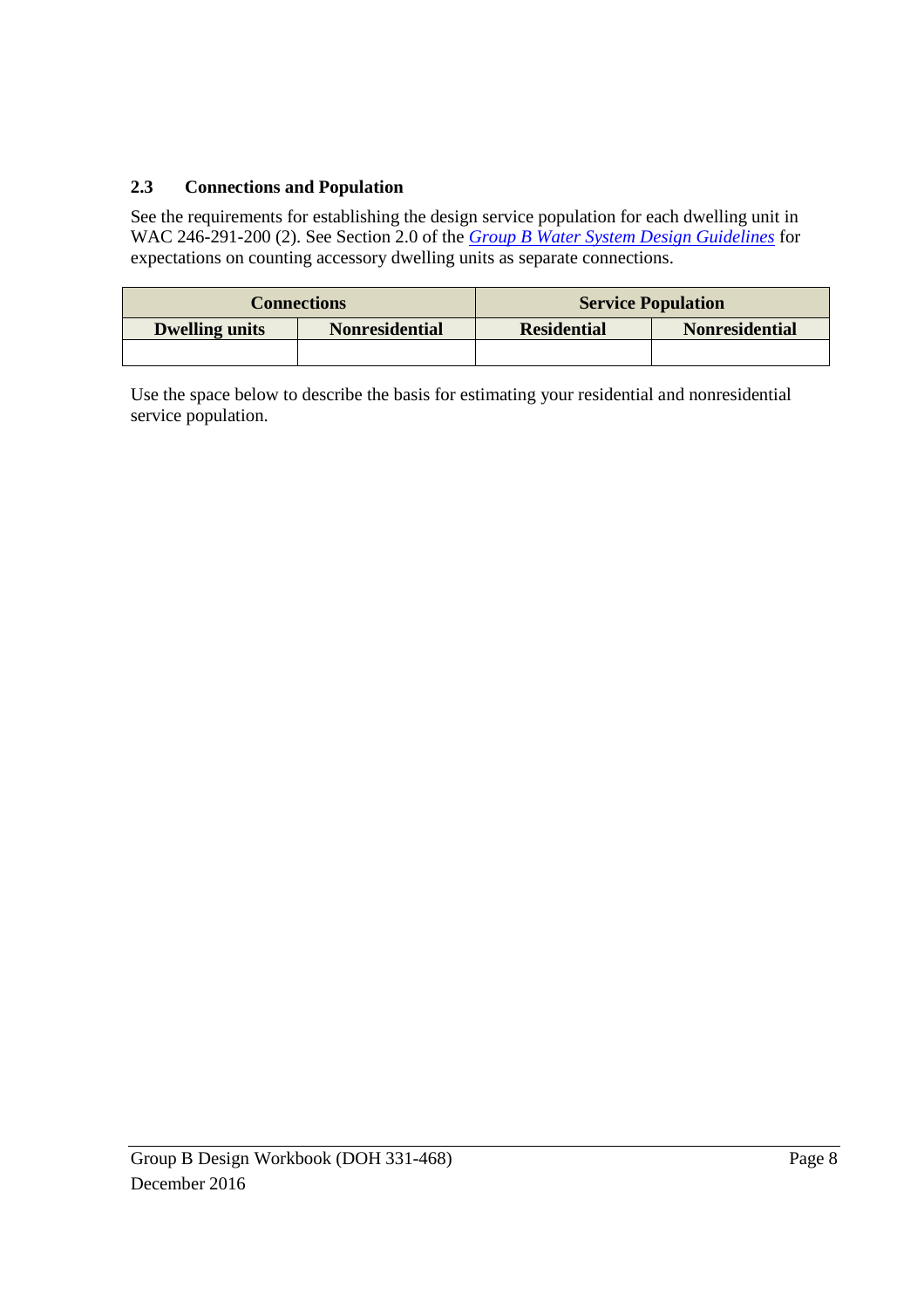### 2.3 Connections and Population

See the requirements for establishing the design service population for each dwelling unit in WAC 246-291-200 (2). See Section 2.0 of the *Group B Water System Design Guidelines* for expectations on counting accessory dwelling units as separate connections.

| Connections | | Service Population | |
|---|---|---|---|
| **Dwelling units** | **Nonresidential** | **Residential** | **Nonresidential** |
| | | | |

Use the space below to describe the basis for estimating your residential and nonresidential service population.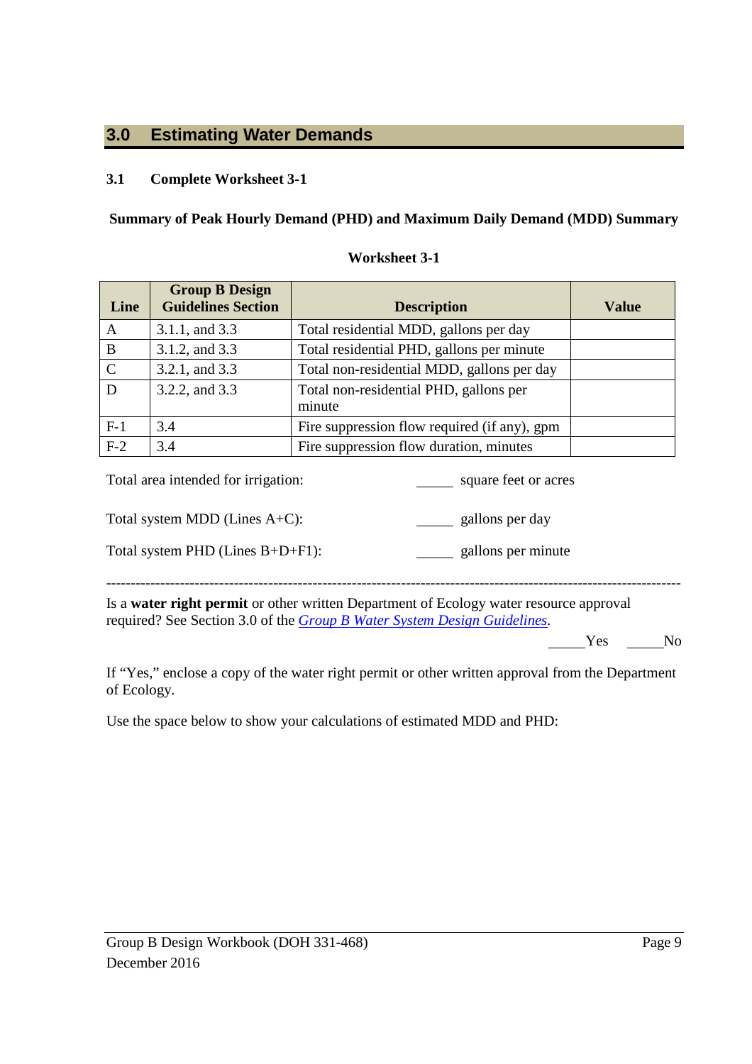## 3.0 Estimating Water Demands

### 3.1 Complete Worksheet 3-1

**Summary of Peak Hourly Demand (PHD) and Maximum Daily Demand (MDD) Summary**

**Worksheet 3-1**

| Line | Group B Design Guidelines Section | Description | Value |
|---|---|---|---|
| A | 3.1.1, and 3.3 | Total residential MDD, gallons per day | |
| B | 3.1.2, and 3.3 | Total residential PHD, gallons per minute | |
| C | 3.2.1, and 3.3 | Total non-residential MDD, gallons per day | |
| D | 3.2.2, and 3.3 | Total non-residential PHD, gallons per minute | |
| F-1 | 3.4 | Fire suppression flow required (if any), gpm | |
| F-2 | 3.4 | Fire suppression flow duration, minutes | |

Total area intended for irrigation: _____ square feet or acres

Total system MDD (Lines A+C): _____ gallons per day

Total system PHD (Lines B+D+F1): _____ gallons per minute

---

Is a **water right permit** or other written Department of Ecology water resource approval required? See Section 3.0 of the *Group B Water System Design Guidelines*.

_____Yes _____No

If "Yes," enclose a copy of the water right permit or other written approval from the Department of Ecology.

Use the space below to show your calculations of estimated MDD and PHD: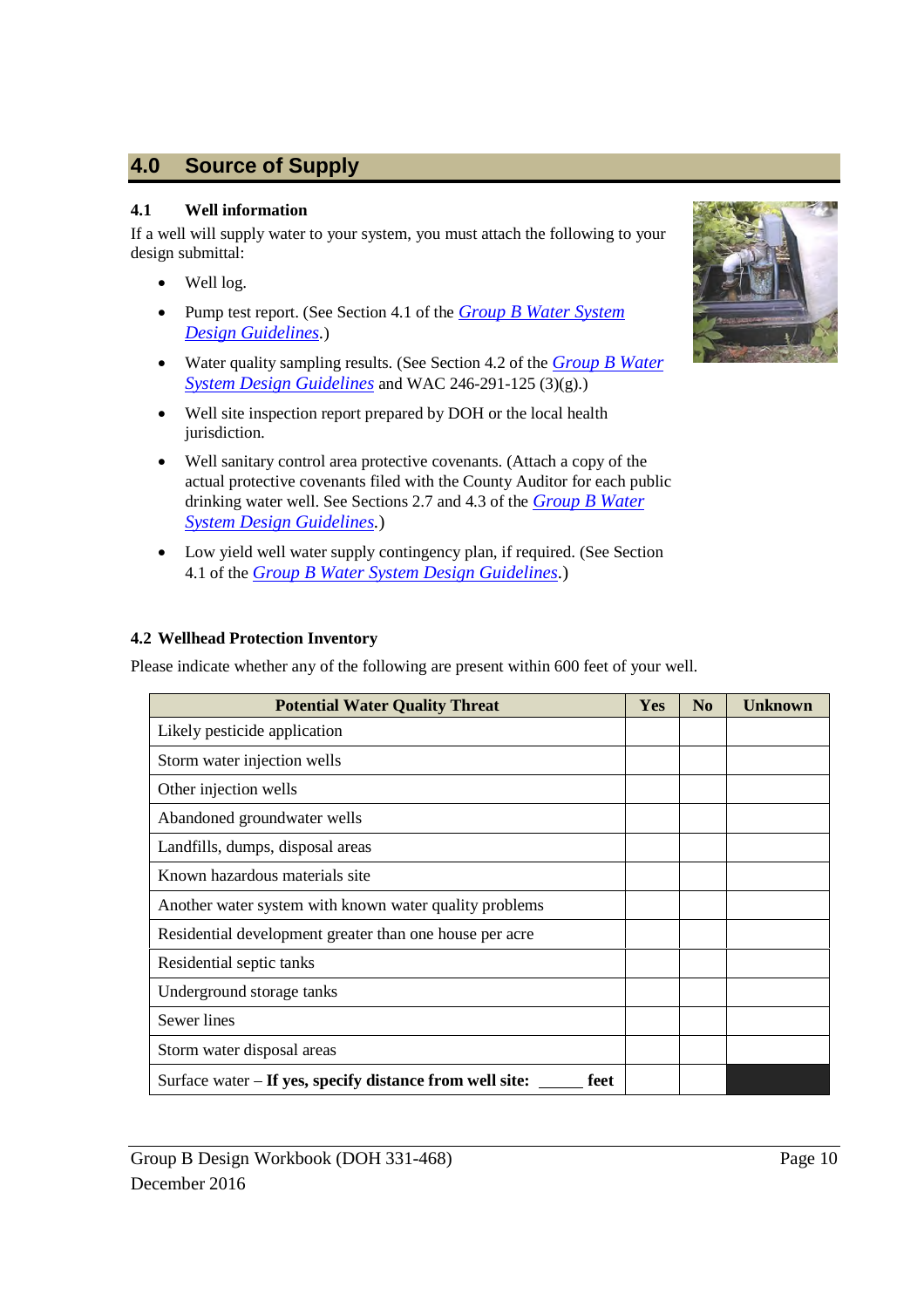## 4.0 Source of Supply

### 4.1 Well information

If a well will supply water to your system, you must attach the following to your design submittal:

- Well log.
- Pump test report. (See Section 4.1 of the *Group B Water System Design Guidelines*.)
- Water quality sampling results. (See Section 4.2 of the *Group B Water System Design Guidelines* and WAC 246-291-125 (3)(g).)
- Well site inspection report prepared by DOH or the local health jurisdiction.
- Well sanitary control area protective covenants. (Attach a copy of the actual protective covenants filed with the County Auditor for each public drinking water well. See Sections 2.7 and 4.3 of the *Group B Water System Design Guidelines*.)
- Low yield well water supply contingency plan, if required. (See Section 4.1 of the *Group B Water System Design Guidelines*.)

### 4.2 Wellhead Protection Inventory

Please indicate whether any of the following are present within 600 feet of your well.

| Potential Water Quality Threat | Yes | No | Unknown |
|---|---|---|---|
| Likely pesticide application | | | |
| Storm water injection wells | | | |
| Other injection wells | | | |
| Abandoned groundwater wells | | | |
| Landfills, dumps, disposal areas | | | |
| Known hazardous materials site | | | |
| Another water system with known water quality problems | | | |
| Residential development greater than one house per acre | | | |
| Residential septic tanks | | | |
| Underground storage tanks | | | |
| Sewer lines | | | |
| Storm water disposal areas | | | |
| Surface water – **If yes, specify distance from well site: _____ feet** | | | |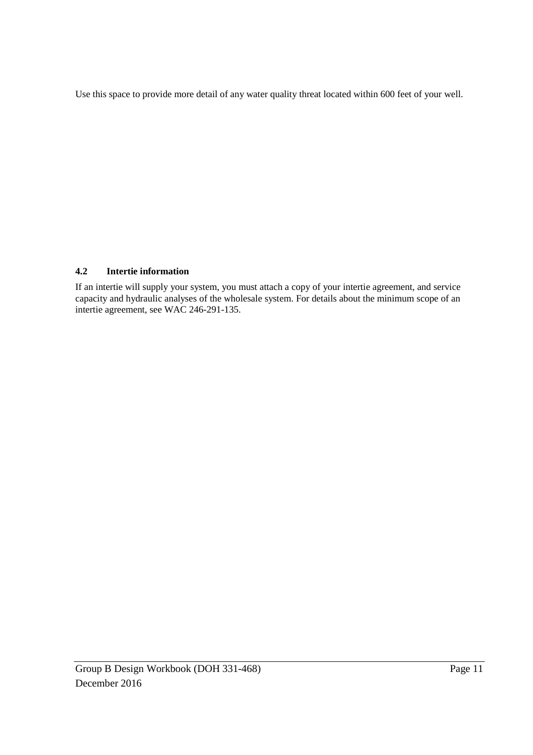Use this space to provide more detail of any water quality threat located within 600 feet of your well.

### 4.2 Intertie information

If an intertie will supply your system, you must attach a copy of your intertie agreement, and service capacity and hydraulic analyses of the wholesale system. For details about the minimum scope of an intertie agreement, see WAC 246-291-135.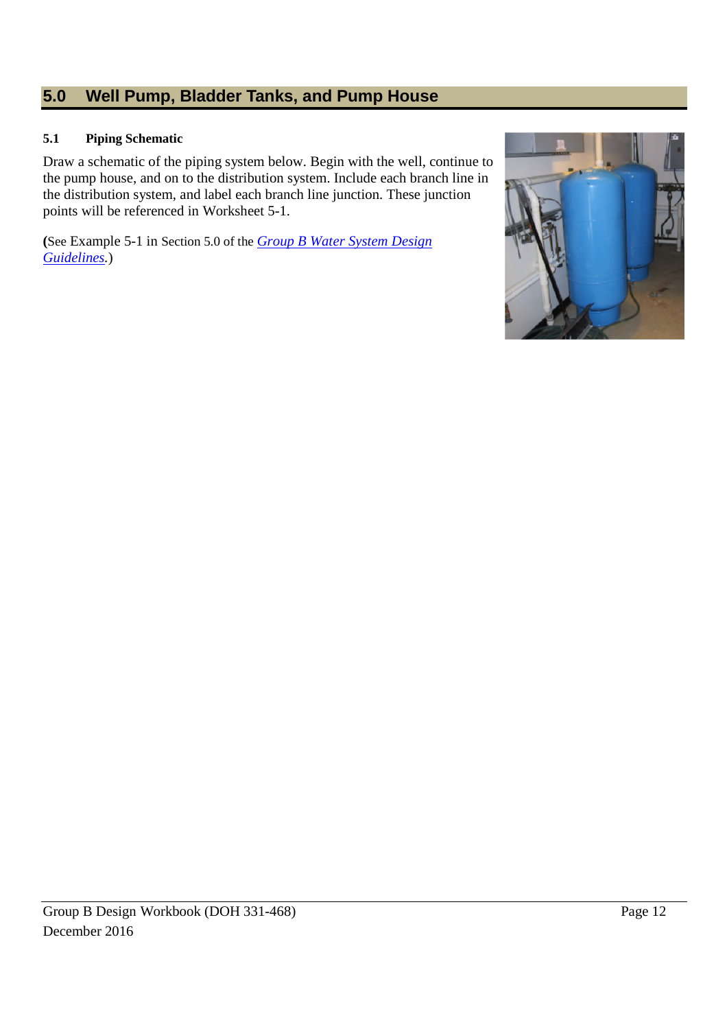## 5.0 Well Pump, Bladder Tanks, and Pump House

### 5.1 Piping Schematic

Draw a schematic of the piping system below. Begin with the well, continue to the pump house, and on to the distribution system. Include each branch line in the distribution system, and label each branch line junction. These junction points will be referenced in Worksheet 5-1.

**(**See Example 5-1 in Section 5.0 of the *Group B Water System Design Guidelines*.)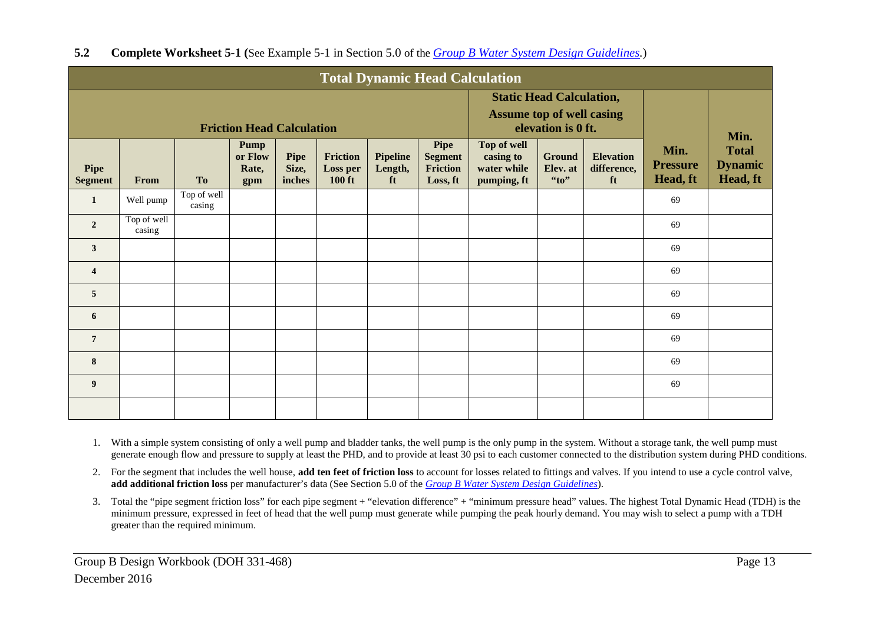### 5.2 **Complete Worksheet 5-1** (See Example 5-1 in Section 5.0 of the *Group B Water System Design Guidelines*.)

| **Total Dynamic Head Calculation** | | | | | | | | | | | | |
|---|---|---|---|---|---|---|---|---|---|---|---|---|
| **Friction Head Calculation** | | | | | | | | **Static Head Calculation, Assume top of well casing elevation is 0 ft.** | | | | |
| **Pipe Segment** | **From** | **To** | **Pump or Flow Rate, gpm** | **Pipe Size, inches** | **Friction Loss per 100 ft** | **Pipeline Length, ft** | **Pipe Segment Friction Loss, ft** | **Top of well casing to water while pumping, ft** | **Ground Elev. at "to"** | **Elevation difference, ft** | **Min. Pressure Head, ft** | **Min. Total Dynamic Head, ft** |
| **1** | Well pump | Top of well casing | | | | | | | | | 69 | |
| **2** | Top of well casing | | | | | | | | | | 69 | |
| **3** | | | | | | | | | | | 69 | |
| **4** | | | | | | | | | | | 69 | |
| **5** | | | | | | | | | | | 69 | |
| **6** | | | | | | | | | | | 69 | |
| **7** | | | | | | | | | | | 69 | |
| **8** | | | | | | | | | | | 69 | |
| **9** | | | | | | | | | | | 69 | |
| | | | | | | | | | | | | |

1. With a simple system consisting of only a well pump and bladder tanks, the well pump is the only pump in the system. Without a storage tank, the well pump must generate enough flow and pressure to supply at least the PHD, and to provide at least 30 psi to each customer connected to the distribution system during PHD conditions.
2. For the segment that includes the well house, **add ten feet of friction loss** to account for losses related to fittings and valves. If you intend to use a cycle control valve, **add additional friction loss** per manufacturer's data (See Section 5.0 of the *Group B Water System Design Guidelines*).
3. Total the "pipe segment friction loss" for each pipe segment + "elevation difference" + "minimum pressure head" values. The highest Total Dynamic Head (TDH) is the minimum pressure, expressed in feet of head that the well pump must generate while pumping the peak hourly demand. You may wish to select a pump with a TDH greater than the required minimum.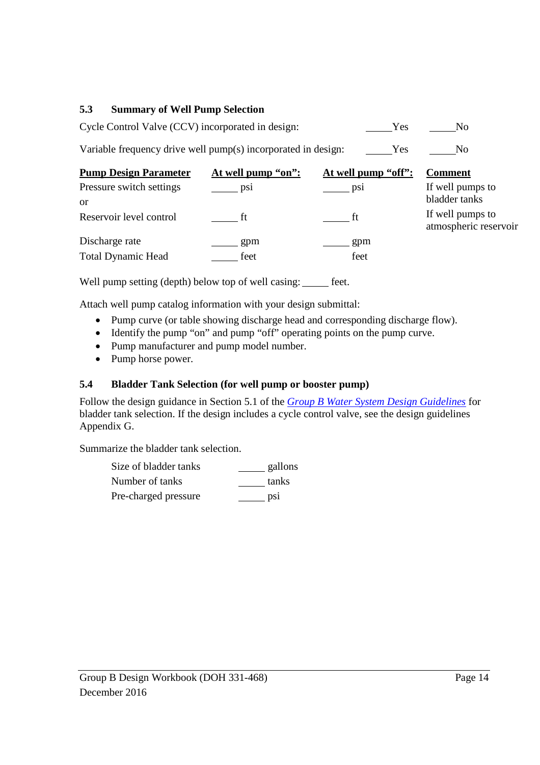### 5.3 Summary of Well Pump Selection

Cycle Control Valve (CCV) incorporated in design: _____Yes _____No

Variable frequency drive well pump(s) incorporated in design: _____Yes _____No

| **Pump Design Parameter** | **At well pump "on":** | **At well pump "off":** | **Comment** |
|---|---|---|---|
| Pressure switch settings | _____ psi | _____ psi | If well pumps to bladder tanks |
| or | | | |
| Reservoir level control | _____ ft | _____ ft | If well pumps to atmospheric reservoir |
| Discharge rate | _____ gpm | _____ gpm | |
| Total Dynamic Head | _____ feet | feet | |

Well pump setting (depth) below top of well casing: _____ feet.

Attach well pump catalog information with your design submittal:

- Pump curve (or table showing discharge head and corresponding discharge flow).
- Identify the pump "on" and pump "off" operating points on the pump curve.
- Pump manufacturer and pump model number.
- Pump horse power.

### 5.4 Bladder Tank Selection (for well pump or booster pump)

Follow the design guidance in Section 5.1 of the *Group B Water System Design Guidelines* for bladder tank selection. If the design includes a cycle control valve, see the design guidelines Appendix G.

Summarize the bladder tank selection.

| | |
|---|---|
| Size of bladder tanks | _____ gallons |
| Number of tanks | _____ tanks |
| Pre-charged pressure | _____ psi |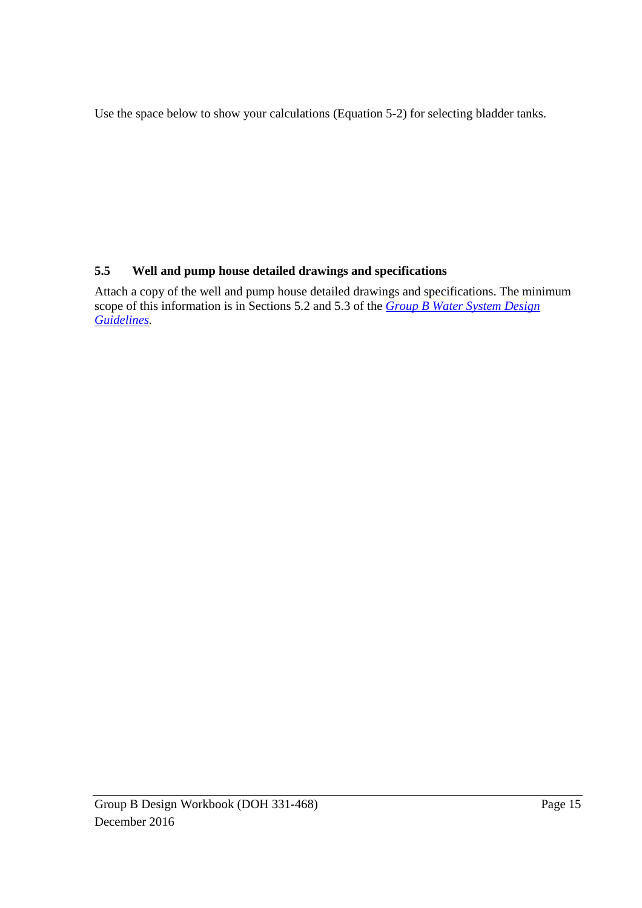Use the space below to show your calculations (Equation 5-2) for selecting bladder tanks.

## 5.5 Well and pump house detailed drawings and specifications

Attach a copy of the well and pump house detailed drawings and specifications. The minimum scope of this information is in Sections 5.2 and 5.3 of the *Group B Water System Design Guidelines*.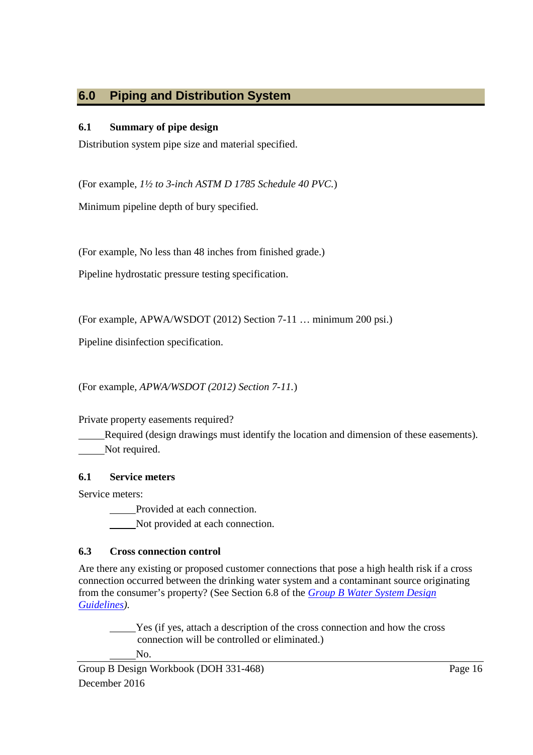## 6.0 Piping and Distribution System

### 6.1 Summary of pipe design

Distribution system pipe size and material specified.

(For example, *1½ to 3-inch ASTM D 1785 Schedule 40 PVC.*)

Minimum pipeline depth of bury specified.

(For example, No less than 48 inches from finished grade.)

Pipeline hydrostatic pressure testing specification.

(For example, APWA/WSDOT (2012) Section 7-11 … minimum 200 psi.)

Pipeline disinfection specification.

(For example, *APWA/WSDOT (2012) Section 7-11.*)

Private property easements required?

_____Required (design drawings must identify the location and dimension of these easements).
_____Not required.

### 6.1 Service meters

Service meters:

_____Provided at each connection.
_____Not provided at each connection.

### 6.3 Cross connection control

Are there any existing or proposed customer connections that pose a high health risk if a cross connection occurred between the drinking water system and a contaminant source originating from the consumer's property? (See Section 6.8 of the *Group B Water System Design Guidelines*).

_____Yes (if yes, attach a description of the cross connection and how the cross connection will be controlled or eliminated.)
_____No.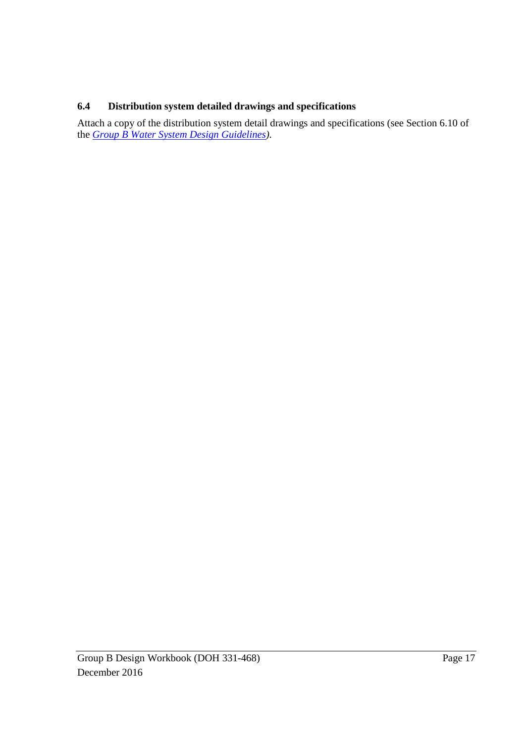### 6.4 Distribution system detailed drawings and specifications

Attach a copy of the distribution system detail drawings and specifications (see Section 6.10 of the *Group B Water System Design Guidelines*).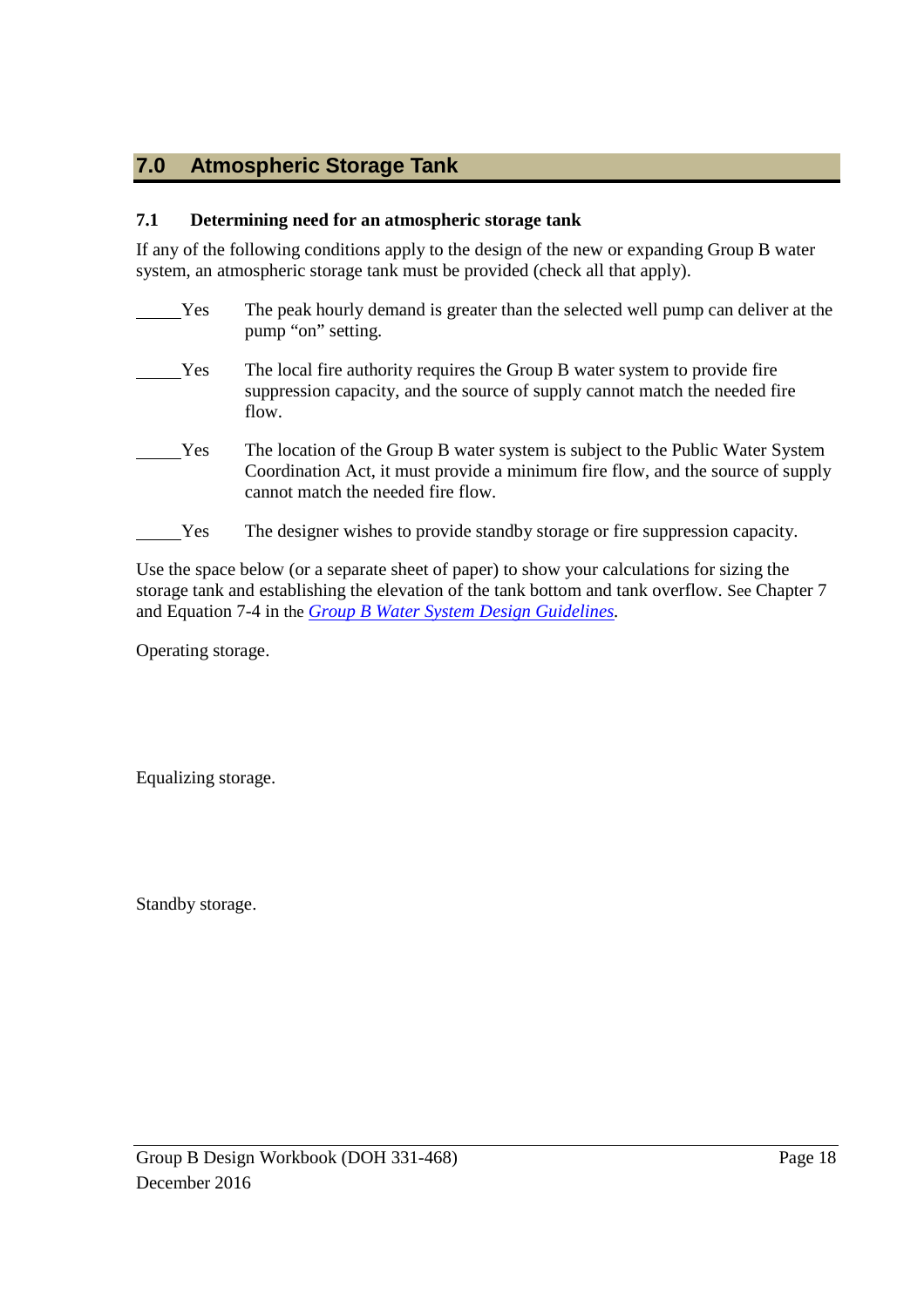## 7.0 Atmospheric Storage Tank

### 7.1 Determining need for an atmospheric storage tank

If any of the following conditions apply to the design of the new or expanding Group B water system, an atmospheric storage tank must be provided (check all that apply).

_____Yes The peak hourly demand is greater than the selected well pump can deliver at the pump "on" setting.

_____Yes The local fire authority requires the Group B water system to provide fire suppression capacity, and the source of supply cannot match the needed fire flow.

_____Yes The location of the Group B water system is subject to the Public Water System Coordination Act, it must provide a minimum fire flow, and the source of supply cannot match the needed fire flow.

_____Yes The designer wishes to provide standby storage or fire suppression capacity.

Use the space below (or a separate sheet of paper) to show your calculations for sizing the storage tank and establishing the elevation of the tank bottom and tank overflow. See Chapter 7 and Equation 7-4 in the *Group B Water System Design Guidelines*.

Operating storage.

Equalizing storage.

Standby storage.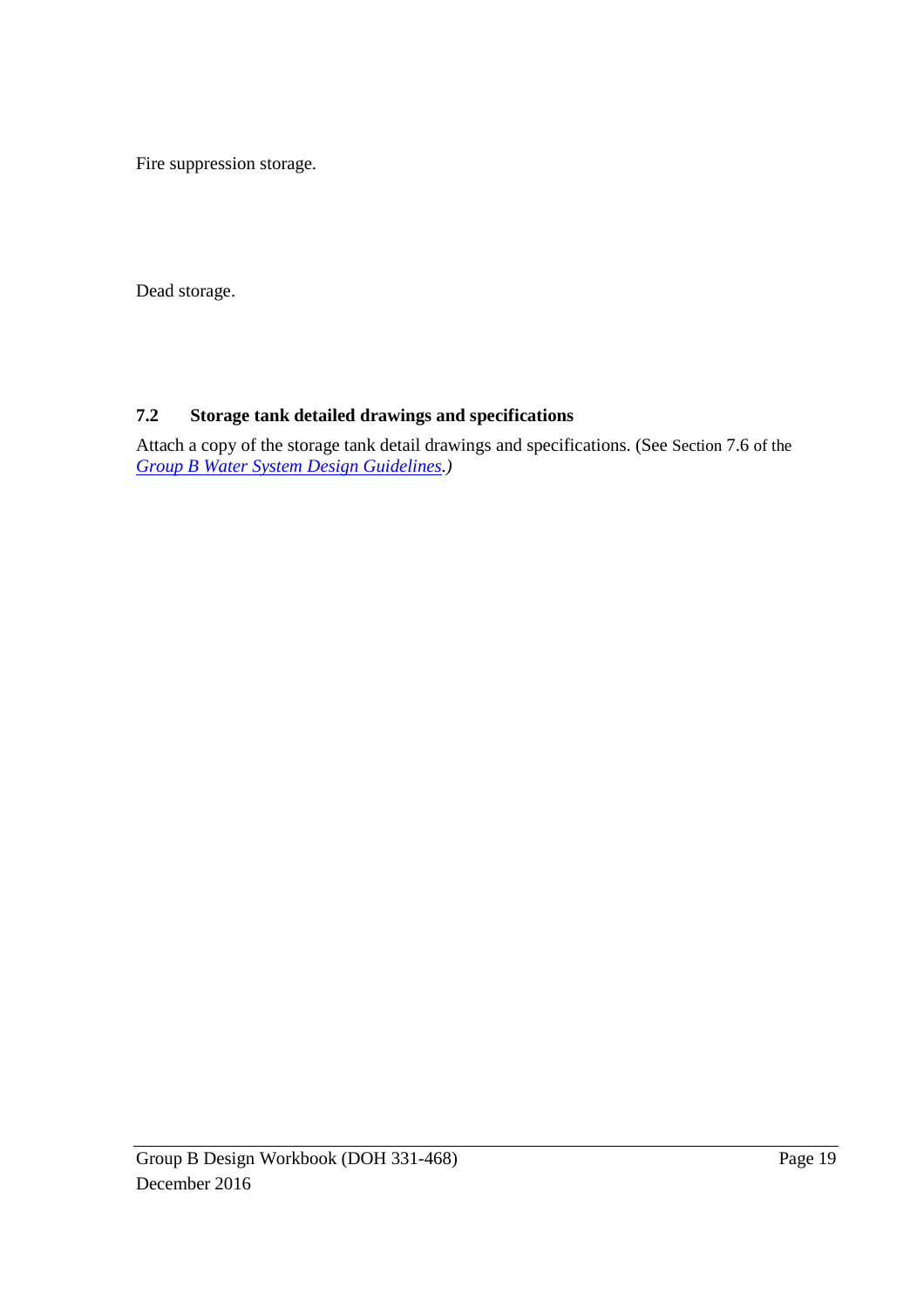Fire suppression storage.

Dead storage.

### 7.2 Storage tank detailed drawings and specifications

Attach a copy of the storage tank detail drawings and specifications. (See Section 7.6 of the *Group B Water System Design Guidelines.)*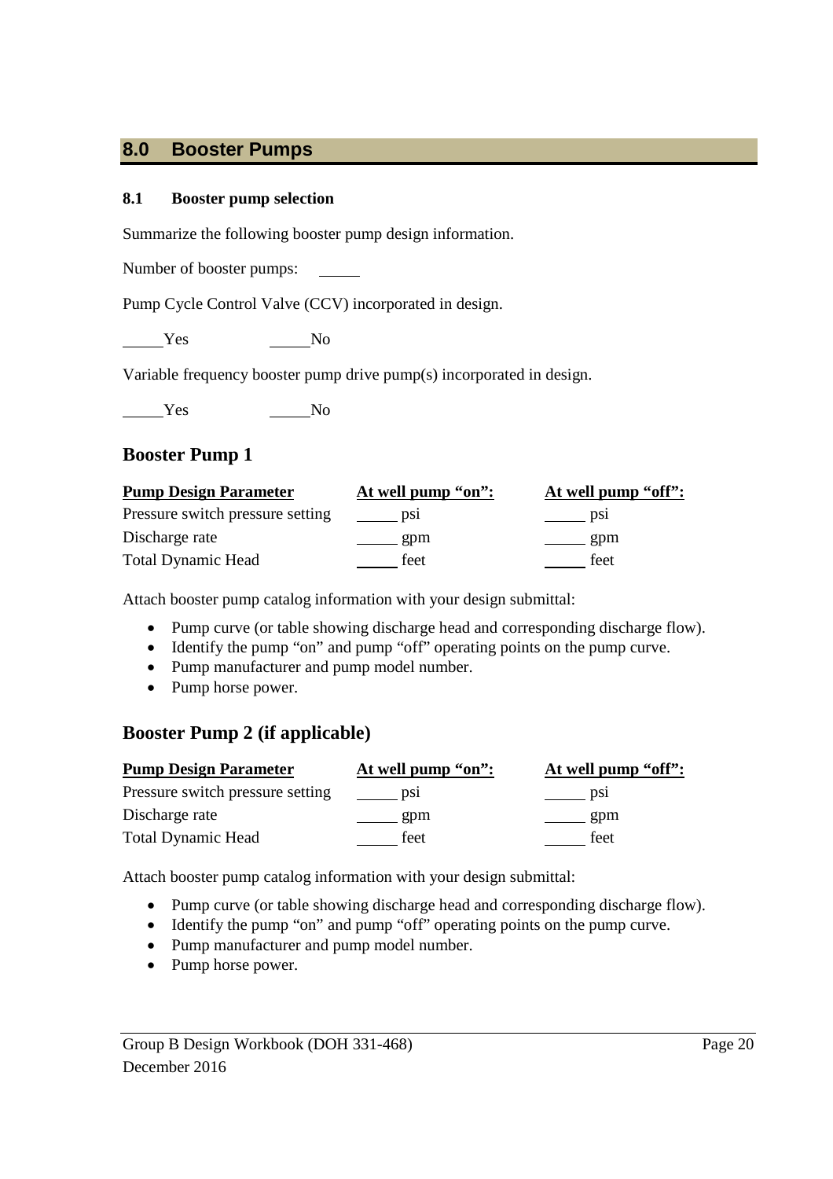## 8.0 Booster Pumps

### 8.1 Booster pump selection

Summarize the following booster pump design information.

Number of booster pumps: _____

Pump Cycle Control Valve (CCV) incorporated in design.

_____Yes _____No

Variable frequency booster pump drive pump(s) incorporated in design.

_____Yes _____No

## Booster Pump 1

| Pump Design Parameter | At well pump "on": | At well pump "off": |
| --- | --- | --- |
| Pressure switch pressure setting | _____ psi | _____ psi |
| Discharge rate | _____ gpm | _____ gpm |
| Total Dynamic Head | _____ feet | _____ feet |

Attach booster pump catalog information with your design submittal:

- Pump curve (or table showing discharge head and corresponding discharge flow).
- Identify the pump "on" and pump "off" operating points on the pump curve.
- Pump manufacturer and pump model number.
- Pump horse power.

## Booster Pump 2 (if applicable)

| Pump Design Parameter | At well pump "on": | At well pump "off": |
| --- | --- | --- |
| Pressure switch pressure setting | _____ psi | _____ psi |
| Discharge rate | _____ gpm | _____ gpm |
| Total Dynamic Head | _____ feet | _____ feet |

Attach booster pump catalog information with your design submittal:

- Pump curve (or table showing discharge head and corresponding discharge flow).
- Identify the pump "on" and pump "off" operating points on the pump curve.
- Pump manufacturer and pump model number.
- Pump horse power.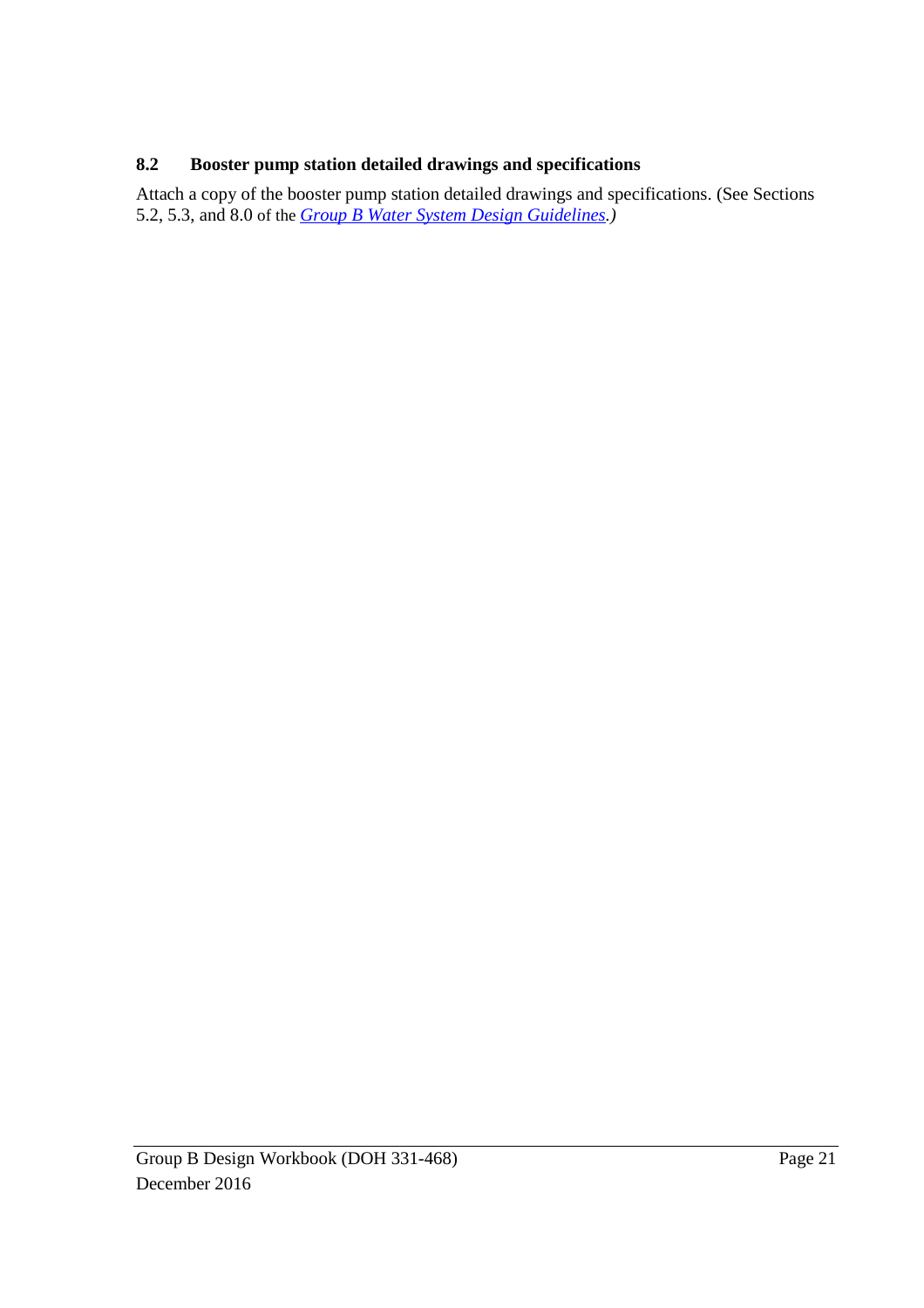### 8.2 Booster pump station detailed drawings and specifications

Attach a copy of the booster pump station detailed drawings and specifications. (See Sections 5.2, 5.3, and 8.0 of the *Group B Water System Design Guidelines*.)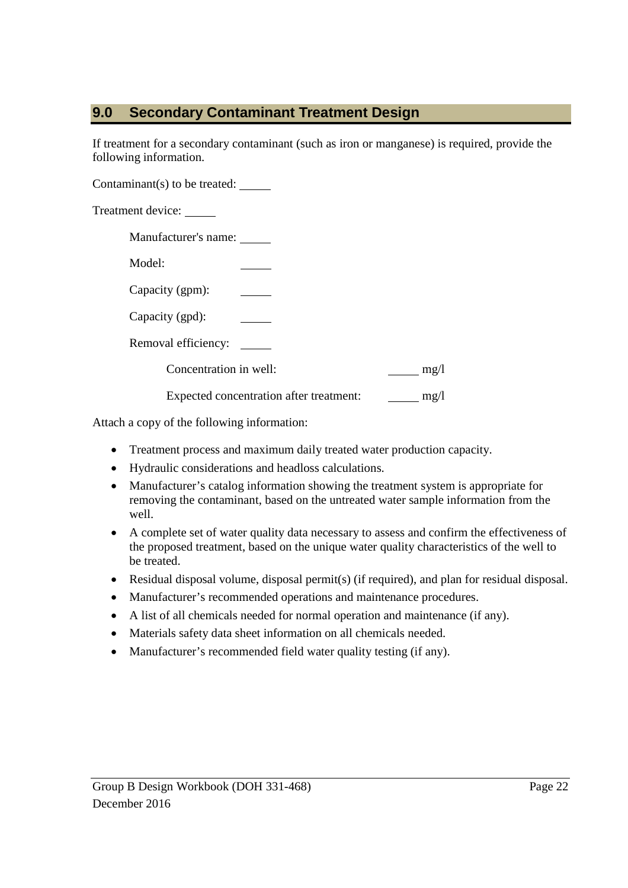## 9.0 Secondary Contaminant Treatment Design

If treatment for a secondary contaminant (such as iron or manganese) is required, provide the following information.

Contaminant(s) to be treated: _____

Treatment device: _____

- Manufacturer's name: _____
- Model: _____
- Capacity (gpm): _____
- Capacity (gpd): _____
- Removal efficiency: _____
  - Concentration in well: _____ mg/l
  - Expected concentration after treatment: _____ mg/l

Attach a copy of the following information:

- Treatment process and maximum daily treated water production capacity.
- Hydraulic considerations and headloss calculations.
- Manufacturer's catalog information showing the treatment system is appropriate for removing the contaminant, based on the untreated water sample information from the well.
- A complete set of water quality data necessary to assess and confirm the effectiveness of the proposed treatment, based on the unique water quality characteristics of the well to be treated.
- Residual disposal volume, disposal permit(s) (if required), and plan for residual disposal.
- Manufacturer's recommended operations and maintenance procedures.
- A list of all chemicals needed for normal operation and maintenance (if any).
- Materials safety data sheet information on all chemicals needed.
- Manufacturer's recommended field water quality testing (if any).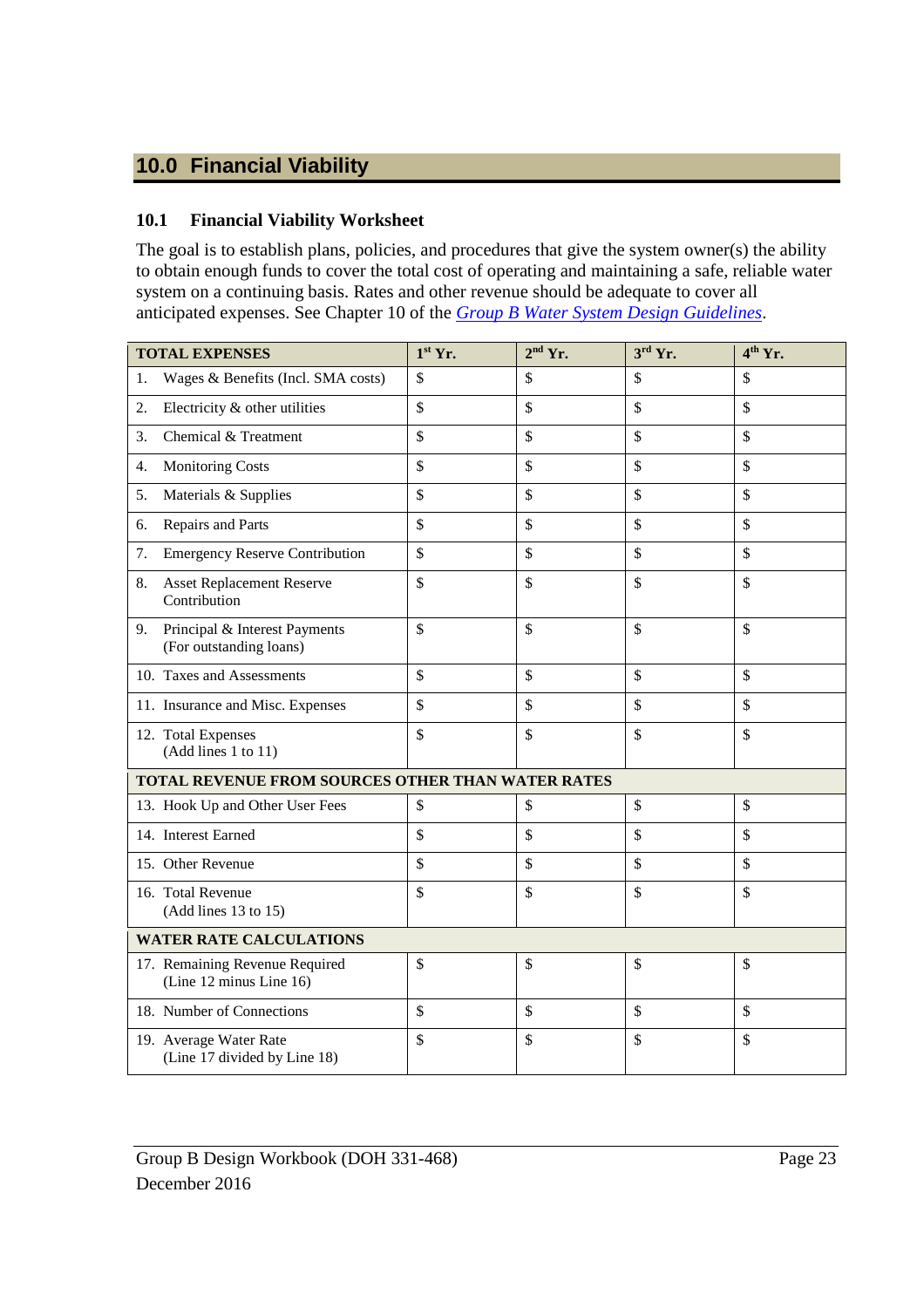## 10.0 Financial Viability

### 10.1 Financial Viability Worksheet

The goal is to establish plans, policies, and procedures that give the system owner(s) the ability to obtain enough funds to cover the total cost of operating and maintaining a safe, reliable water system on a continuing basis. Rates and other revenue should be adequate to cover all anticipated expenses. See Chapter 10 of the *Group B Water System Design Guidelines*.

| TOTAL EXPENSES | 1st Yr. | 2nd Yr. | 3rd Yr. | 4th Yr. |
|---|---|---|---|---|
| 1. Wages & Benefits (Incl. SMA costs) | $ | $ | $ | $ |
| 2. Electricity & other utilities | $ | $ | $ | $ |
| 3. Chemical & Treatment | $ | $ | $ | $ |
| 4. Monitoring Costs | $ | $ | $ | $ |
| 5. Materials & Supplies | $ | $ | $ | $ |
| 6. Repairs and Parts | $ | $ | $ | $ |
| 7. Emergency Reserve Contribution | $ | $ | $ | $ |
| 8. Asset Replacement Reserve Contribution | $ | $ | $ | $ |
| 9. Principal & Interest Payments (For outstanding loans) | $ | $ | $ | $ |
| 10. Taxes and Assessments | $ | $ | $ | $ |
| 11. Insurance and Misc. Expenses | $ | $ | $ | $ |
| 12. Total Expenses (Add lines 1 to 11) | $ | $ | $ | $ |
| **TOTAL REVENUE FROM SOURCES OTHER THAN WATER RATES** | | | | |
| 13. Hook Up and Other User Fees | $ | $ | $ | $ |
| 14. Interest Earned | $ | $ | $ | $ |
| 15. Other Revenue | $ | $ | $ | $ |
| 16. Total Revenue (Add lines 13 to 15) | $ | $ | $ | $ |
| **WATER RATE CALCULATIONS** | | | | |
| 17. Remaining Revenue Required (Line 12 minus Line 16) | $ | $ | $ | $ |
| 18. Number of Connections | $ | $ | $ | $ |
| 19. Average Water Rate (Line 17 divided by Line 18) | $ | $ | $ | $ |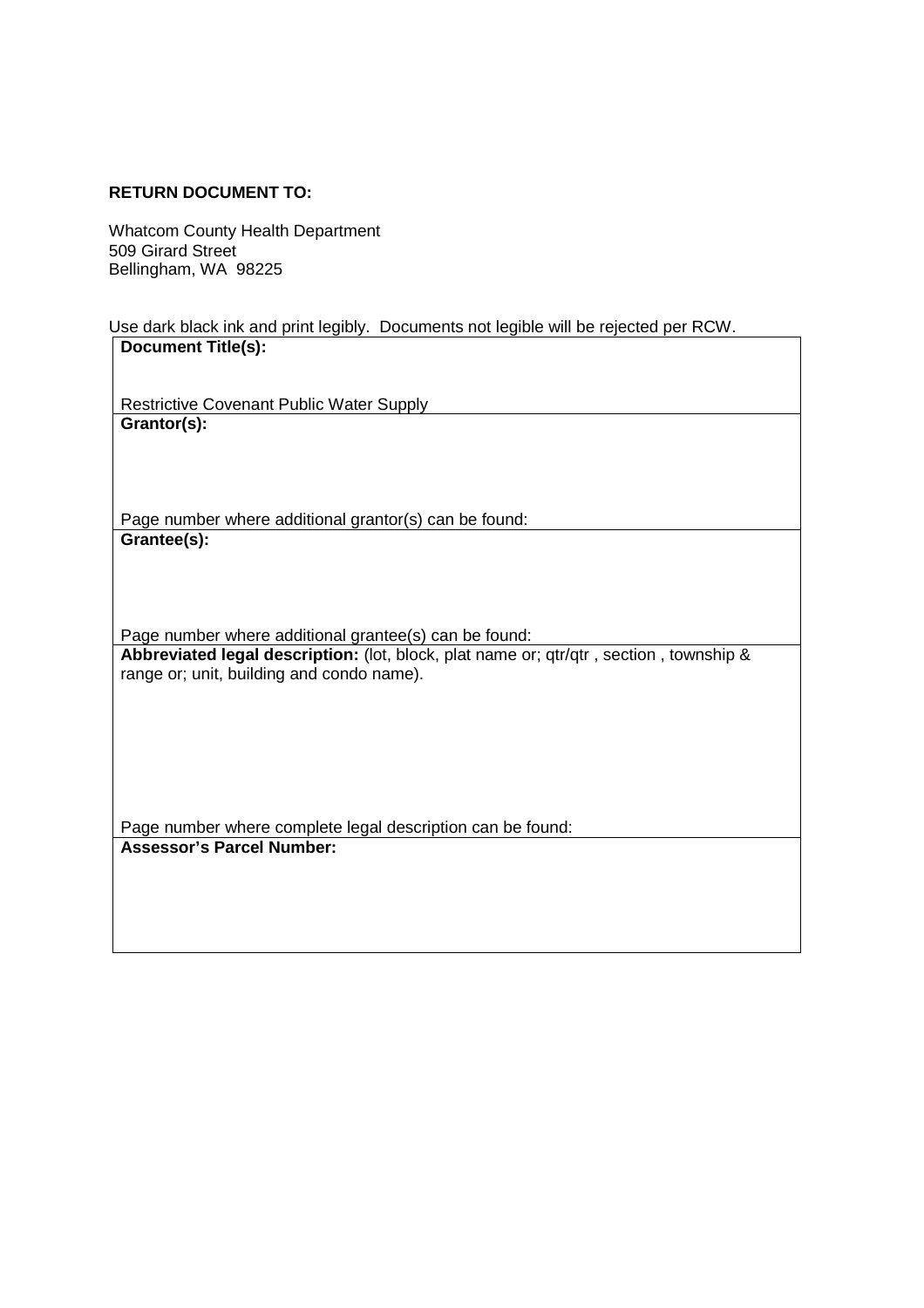**RETURN DOCUMENT TO:**

Whatcom County Health Department
509 Girard Street
Bellingham, WA 98225

Use dark black ink and print legibly. Documents not legible will be rejected per RCW.

| **Document Title(s):**<br><br>Restrictive Covenant Public Water Supply |
|---|
| **Grantor(s):**<br><br>Page number where additional grantor(s) can be found: |
| **Grantee(s):**<br><br>Page number where additional grantee(s) can be found: |
| **Abbreviated legal description:** (lot, block, plat name or; qtr/qtr , section , township & range or; unit, building and condo name).<br><br>Page number where complete legal description can be found: |
| **Assessor's Parcel Number:** |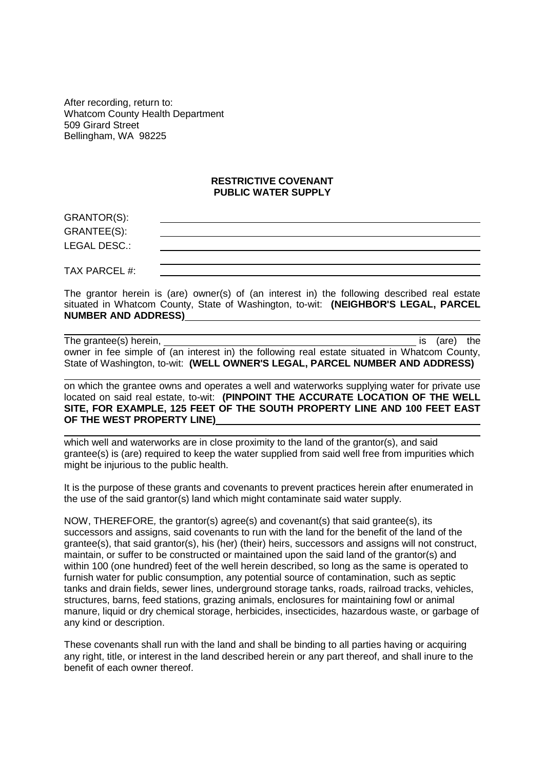After recording, return to:
Whatcom County Health Department
509 Girard Street
Bellingham, WA 98225

**RESTRICTIVE COVENANT**
**PUBLIC WATER SUPPLY**

GRANTOR(S): ____________________________________________

GRANTEE(S): ____________________________________________

LEGAL DESC.: ____________________________________________

____________________________________________

TAX PARCEL #: ____________________________________________

The grantor herein is (are) owner(s) of (an interest in) the following described real estate situated in Whatcom County, State of Washington, to-wit: **(NEIGHBOR'S LEGAL, PARCEL NUMBER AND ADDRESS)** ____________________________________________

____________________________________________

The grantee(s) herein, ____________________________________________ is (are) the owner in fee simple of (an interest in) the following real estate situated in Whatcom County, State of Washington, to-wit: **(WELL OWNER'S LEGAL, PARCEL NUMBER AND ADDRESS)**

____________________________________________

on which the grantee owns and operates a well and waterworks supplying water for private use located on said real estate, to-wit: **(PINPOINT THE ACCURATE LOCATION OF THE WELL SITE, FOR EXAMPLE, 125 FEET OF THE SOUTH PROPERTY LINE AND 100 FEET EAST OF THE WEST PROPERTY LINE)** ____________________________________________

____________________________________________

which well and waterworks are in close proximity to the land of the grantor(s), and said grantee(s) is (are) required to keep the water supplied from said well free from impurities which might be injurious to the public health.

It is the purpose of these grants and covenants to prevent practices herein after enumerated in the use of the said grantor(s) land which might contaminate said water supply.

NOW, THEREFORE, the grantor(s) agree(s) and covenant(s) that said grantee(s), its successors and assigns, said covenants to run with the land for the benefit of the land of the grantee(s), that said grantor(s), his (her) (their) heirs, successors and assigns will not construct, maintain, or suffer to be constructed or maintained upon the said land of the grantor(s) and within 100 (one hundred) feet of the well herein described, so long as the same is operated to furnish water for public consumption, any potential source of contamination, such as septic tanks and drain fields, sewer lines, underground storage tanks, roads, railroad tracks, vehicles, structures, barns, feed stations, grazing animals, enclosures for maintaining fowl or animal manure, liquid or dry chemical storage, herbicides, insecticides, hazardous waste, or garbage of any kind or description.

These covenants shall run with the land and shall be binding to all parties having or acquiring any right, title, or interest in the land described herein or any part thereof, and shall inure to the benefit of each owner thereof.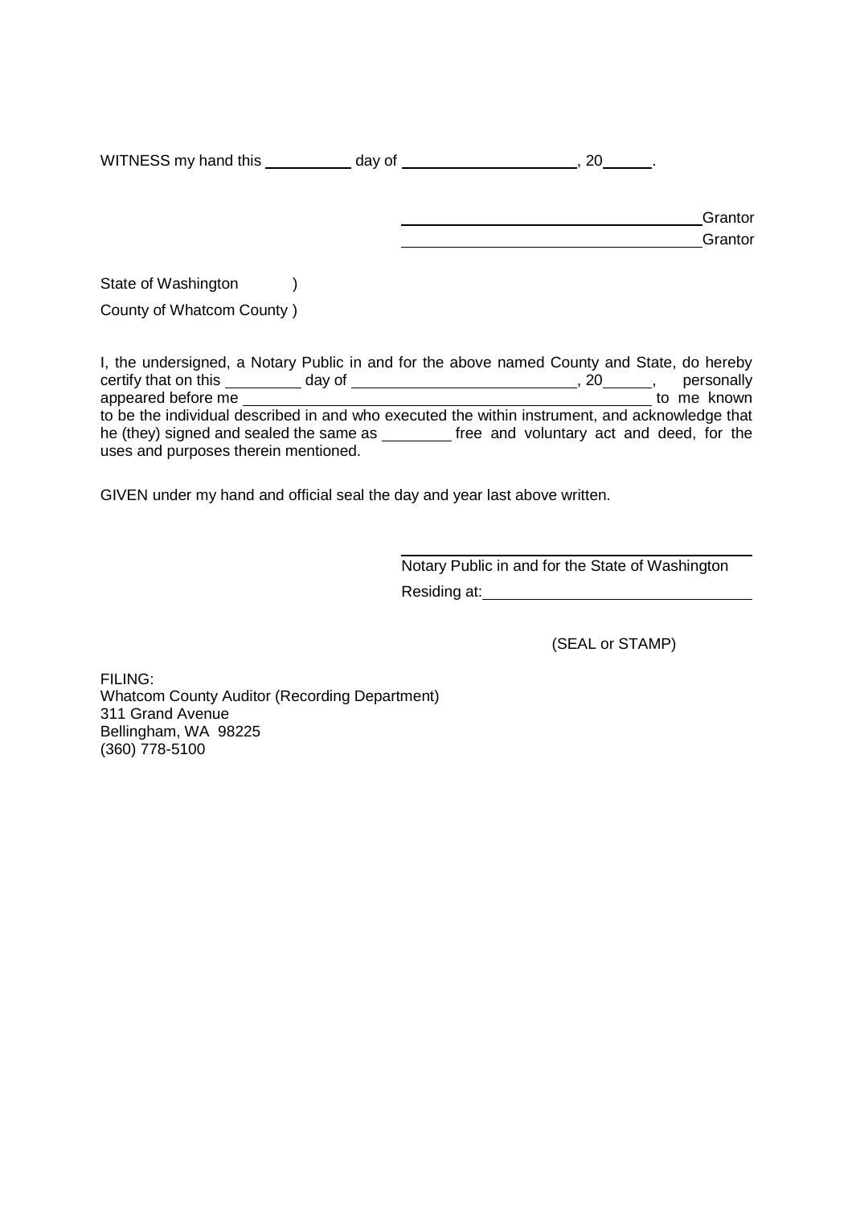WITNESS my hand this ___________ day of _______________________, 20_______.

_______________________________________Grantor

_______________________________________Grantor

State of Washington )

County of Whatcom County )

I, the undersigned, a Notary Public in and for the above named County and State, do hereby certify that on this __________ day of ______________________________, 20______, personally appeared before me ________________________________________________ to me known to be the individual described in and who executed the within instrument, and acknowledge that he (they) signed and sealed the same as _________ free and voluntary act and deed, for the uses and purposes therein mentioned.

GIVEN under my hand and official seal the day and year last above written.

_______________________________________

Notary Public in and for the State of Washington

Residing at:_________________________________

(SEAL or STAMP)

FILING:
Whatcom County Auditor (Recording Department)
311 Grand Avenue
Bellingham, WA 98225
(360) 778-5100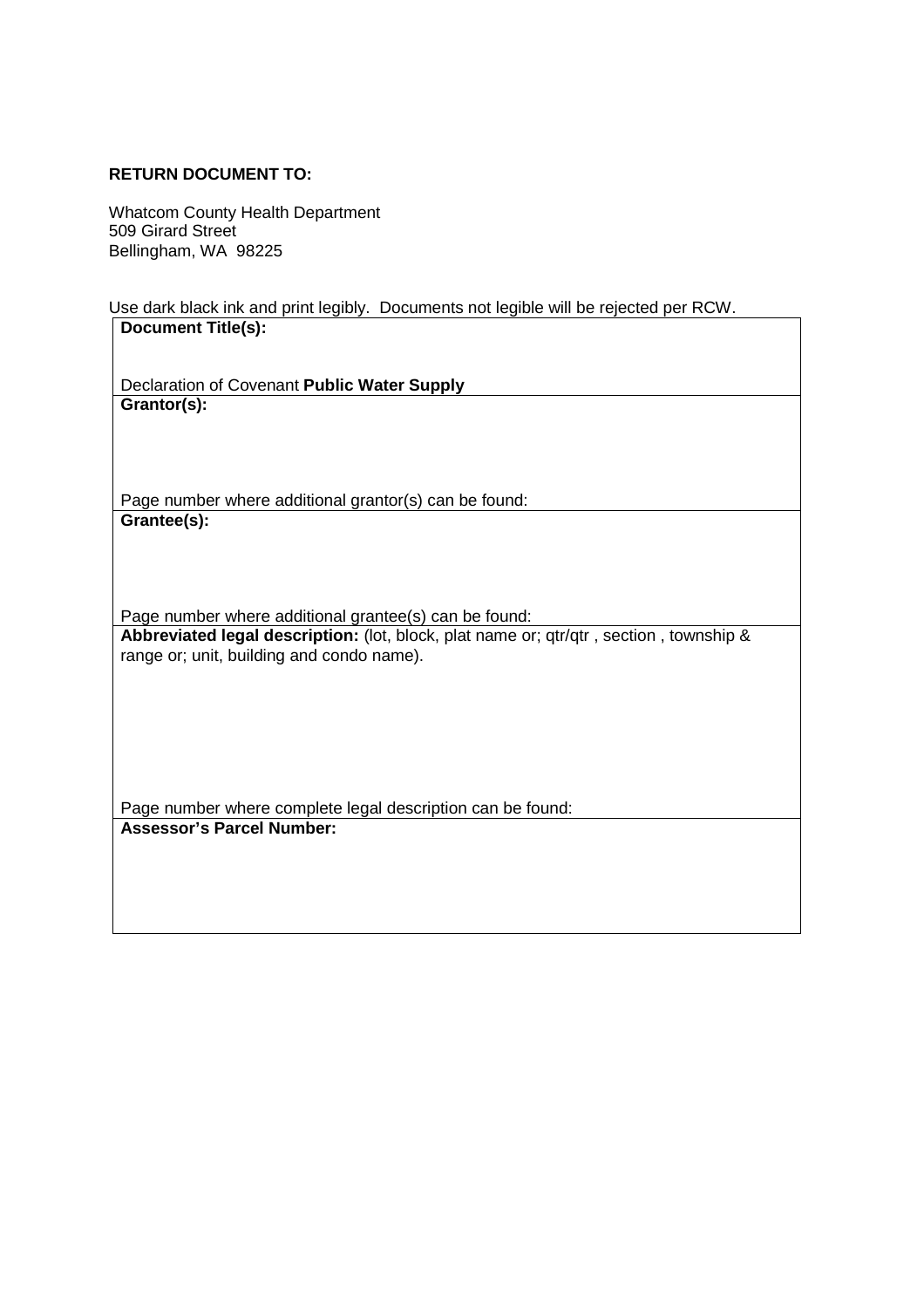**RETURN DOCUMENT TO:**

Whatcom County Health Department
509 Girard Street
Bellingham, WA 98225

Use dark black ink and print legibly. Documents not legible will be rejected per RCW.

| **Document Title(s):**<br><br>Declaration of Covenant **Public Water Supply** |
|---|
| **Grantor(s):**<br><br><br><br>Page number where additional grantor(s) can be found: |
| **Grantee(s):**<br><br><br><br>Page number where additional grantee(s) can be found: |
| **Abbreviated legal description:** (lot, block, plat name or; qtr/qtr , section , township & range or; unit, building and condo name).<br><br><br><br><br><br>Page number where complete legal description can be found: |
| **Assessor's Parcel Number:**<br><br><br><br> |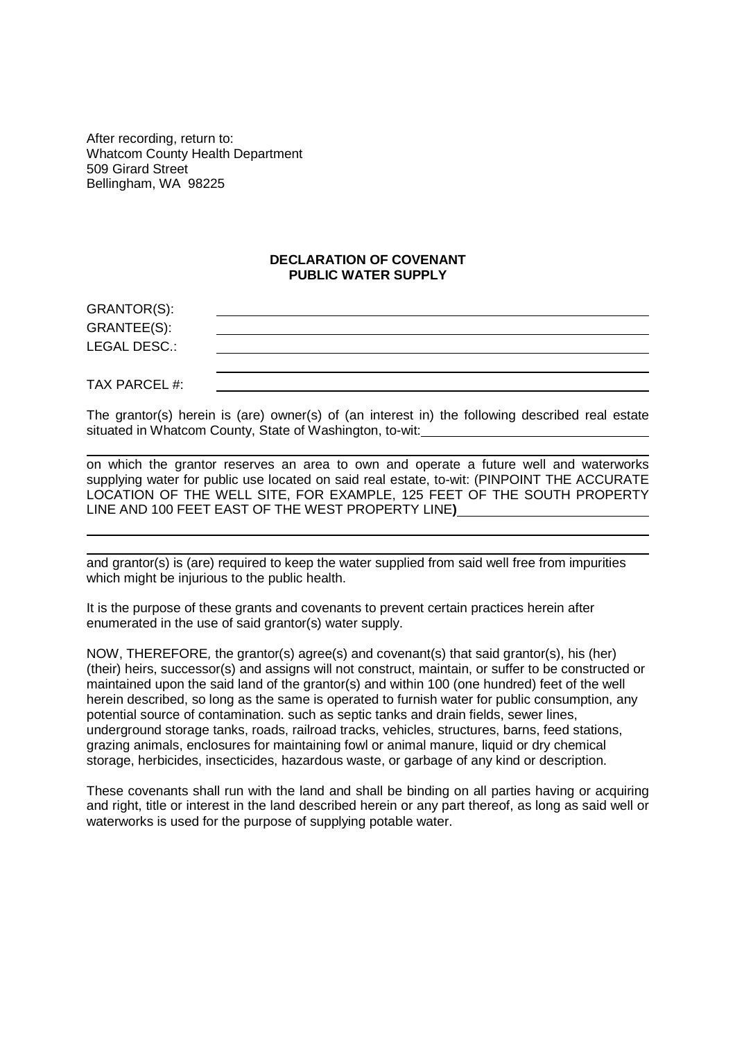After recording, return to:
Whatcom County Health Department
509 Girard Street
Bellingham, WA 98225

**DECLARATION OF COVENANT**
**PUBLIC WATER SUPPLY**

GRANTOR(S): \_\_\_\_\_\_\_\_\_\_\_\_\_\_\_\_\_\_\_\_\_\_\_\_\_\_\_\_\_\_\_\_\_\_\_\_\_\_\_\_

GRANTEE(S): \_\_\_\_\_\_\_\_\_\_\_\_\_\_\_\_\_\_\_\_\_\_\_\_\_\_\_\_\_\_\_\_\_\_\_\_\_\_\_\_

LEGAL DESC.: \_\_\_\_\_\_\_\_\_\_\_\_\_\_\_\_\_\_\_\_\_\_\_\_\_\_\_\_\_\_\_\_\_\_\_\_\_\_\_\_

\_\_\_\_\_\_\_\_\_\_\_\_\_\_\_\_\_\_\_\_\_\_\_\_\_\_\_\_\_\_\_\_\_\_\_\_\_\_\_\_

TAX PARCEL #: \_\_\_\_\_\_\_\_\_\_\_\_\_\_\_\_\_\_\_\_\_\_\_\_\_\_\_\_\_\_\_\_\_\_\_\_\_\_\_\_

The grantor(s) herein is (are) owner(s) of (an interest in) the following described real estate situated in Whatcom County, State of Washington, to-wit:\_\_\_\_\_\_\_\_\_\_\_\_\_\_\_\_\_\_\_\_\_\_\_\_\_\_\_\_

\_\_\_\_\_\_\_\_\_\_\_\_\_\_\_\_\_\_\_\_\_\_\_\_\_\_\_\_\_\_\_\_\_\_\_\_\_\_\_\_\_\_\_\_\_\_\_\_\_\_\_\_\_\_\_\_\_\_\_\_\_\_\_\_

on which the grantor reserves an area to own and operate a future well and waterworks supplying water for public use located on said real estate, to-wit: (PINPOINT THE ACCURATE LOCATION OF THE WELL SITE, FOR EXAMPLE, 125 FEET OF THE SOUTH PROPERTY LINE AND 100 FEET EAST OF THE WEST PROPERTY LINE**)**\_\_\_\_\_\_\_\_\_\_\_\_\_\_\_\_\_\_\_\_\_\_\_\_

\_\_\_\_\_\_\_\_\_\_\_\_\_\_\_\_\_\_\_\_\_\_\_\_\_\_\_\_\_\_\_\_\_\_\_\_\_\_\_\_\_\_\_\_\_\_\_\_\_\_\_\_\_\_\_\_\_\_\_\_\_\_\_\_

\_\_\_\_\_\_\_\_\_\_\_\_\_\_\_\_\_\_\_\_\_\_\_\_\_\_\_\_\_\_\_\_\_\_\_\_\_\_\_\_\_\_\_\_\_\_\_\_\_\_\_\_\_\_\_\_\_\_\_\_\_\_\_\_

and grantor(s) is (are) required to keep the water supplied from said well free from impurities which might be injurious to the public health.

It is the purpose of these grants and covenants to prevent certain practices herein after enumerated in the use of said grantor(s) water supply.

NOW, THEREFORE*,* the grantor(s) agree(s) and covenant(s) that said grantor(s), his (her) (their) heirs, successor(s) and assigns will not construct, maintain, or suffer to be constructed or maintained upon the said land of the grantor(s) and within 100 (one hundred) feet of the well herein described, so long as the same is operated to furnish water for public consumption, any potential source of contamination. such as septic tanks and drain fields, sewer lines, underground storage tanks, roads, railroad tracks, vehicles, structures, barns, feed stations, grazing animals, enclosures for maintaining fowl or animal manure, liquid or dry chemical storage, herbicides, insecticides, hazardous waste, or garbage of any kind or description.

These covenants shall run with the land and shall be binding on all parties having or acquiring and right, title or interest in the land described herein or any part thereof, as long as said well or waterworks is used for the purpose of supplying potable water.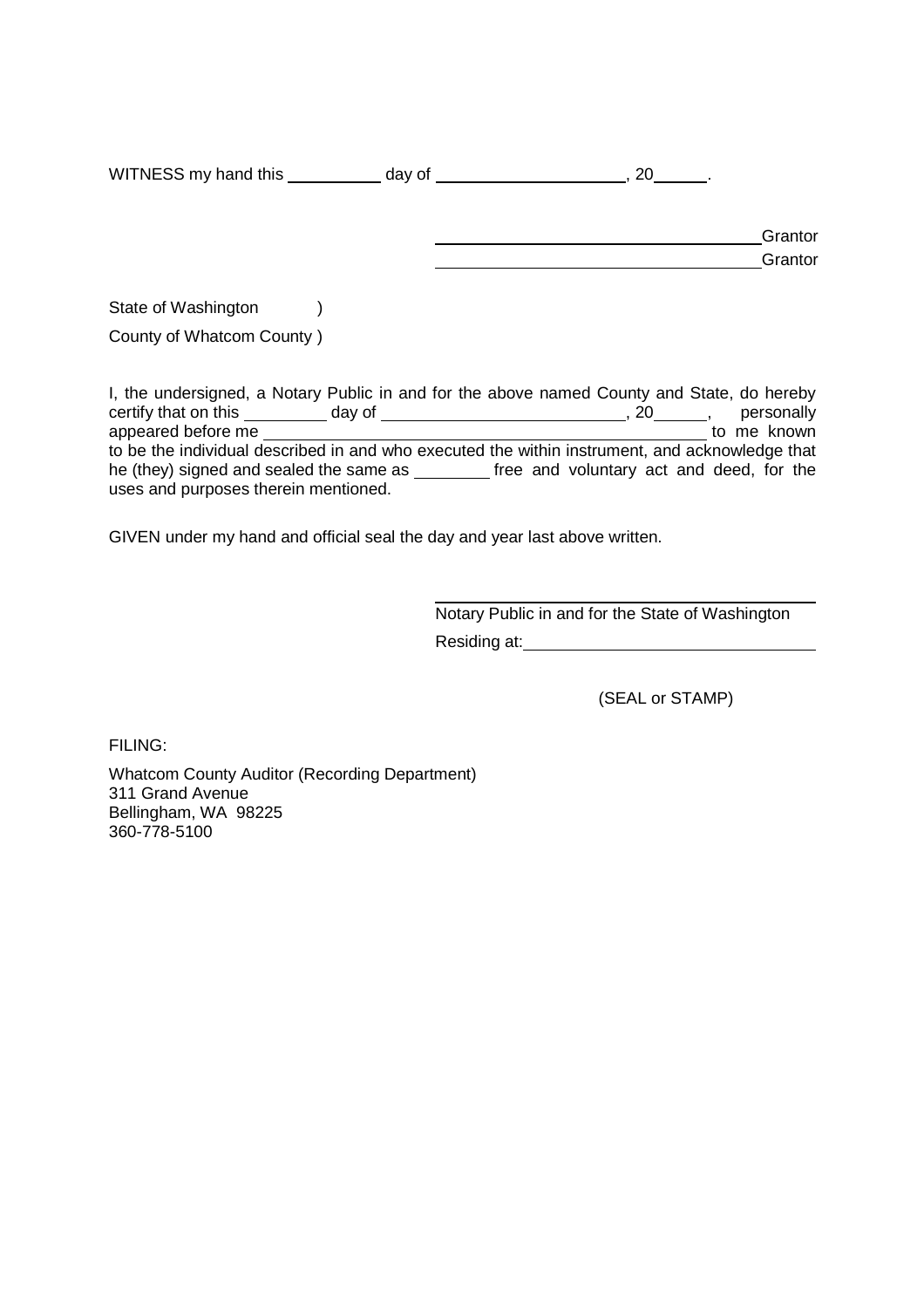WITNESS my hand this __________ day of ____________________, 20______.

____________________________________Grantor

____________________________________Grantor

State of Washington )

County of Whatcom County )

I, the undersigned, a Notary Public in and for the above named County and State, do hereby certify that on this _________ day of __________________________, 20______, personally appeared before me _______________________________________________ to me known to be the individual described in and who executed the within instrument, and acknowledge that he (they) signed and sealed the same as ________ free and voluntary act and deed, for the uses and purposes therein mentioned.

GIVEN under my hand and official seal the day and year last above written.

____________________________________

Notary Public in and for the State of Washington

Residing at:______________________________

(SEAL or STAMP)

FILING:

Whatcom County Auditor (Recording Department)
311 Grand Avenue
Bellingham, WA 98225
360-778-5100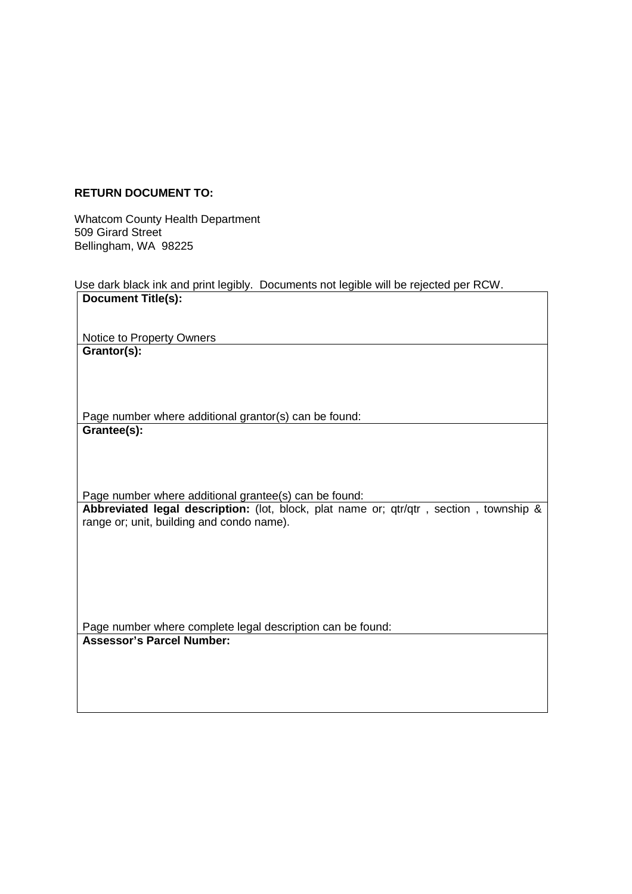**RETURN DOCUMENT TO:**

Whatcom County Health Department
509 Girard Street
Bellingham, WA 98225

Use dark black ink and print legibly. Documents not legible will be rejected per RCW.

| **Document Title(s):**<br><br>Notice to Property Owners |
|---|
| **Grantor(s):**<br><br>Page number where additional grantor(s) can be found: |
| **Grantee(s):**<br><br>Page number where additional grantee(s) can be found: |
| **Abbreviated legal description:** (lot, block, plat name or; qtr/qtr , section , township & range or; unit, building and condo name).<br><br>Page number where complete legal description can be found: |
| **Assessor's Parcel Number:** |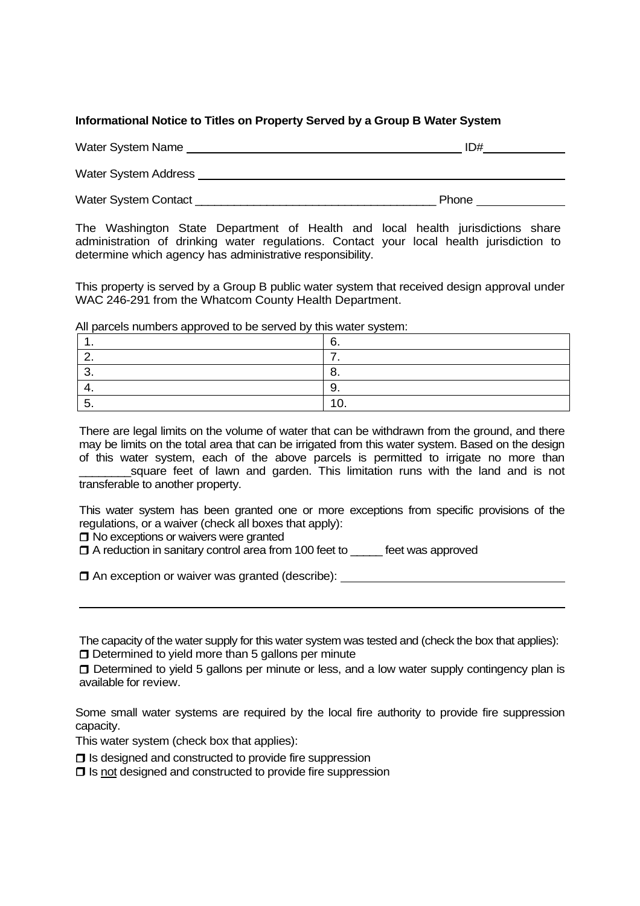**Informational Notice to Titles on Property Served by a Group B Water System**

Water System Name ____________________________________________ ID#____________

Water System Address ______________________________________________________________

Water System Contact ____________________________________ Phone _____________

The Washington State Department of Health and local health jurisdictions share administration of drinking water regulations. Contact your local health jurisdiction to determine which agency has administrative responsibility.

This property is served by a Group B public water system that received design approval under WAC 246-291 from the Whatcom County Health Department.

All parcels numbers approved to be served by this water system:

| | |
|---|---|
| 1. | 6. |
| 2. | 7. |
| 3. | 8. |
| 4. | 9. |
| 5. | 10. |

There are legal limits on the volume of water that can be withdrawn from the ground, and there may be limits on the total area that can be irrigated from this water system. Based on the design of this water system, each of the above parcels is permitted to irrigate no more than ________square feet of lawn and garden. This limitation runs with the land and is not transferable to another property.

This water system has been granted one or more exceptions from specific provisions of the regulations, or a waiver (check all boxes that apply):

- ☐ No exceptions or waivers were granted
- ☐ A reduction in sanitary control area from 100 feet to _____ feet was approved
- ☐ An exception or waiver was granted (describe): ___________________________________

_____________________________________________________________________________

The capacity of the water supply for this water system was tested and (check the box that applies):

- ☐ Determined to yield more than 5 gallons per minute
- ☐ Determined to yield 5 gallons per minute or less, and a low water supply contingency plan is available for review.

Some small water systems are required by the local fire authority to provide fire suppression capacity.

This water system (check box that applies):

- ☐ Is designed and constructed to provide fire suppression
- ☐ Is <u>not</u> designed and constructed to provide fire suppression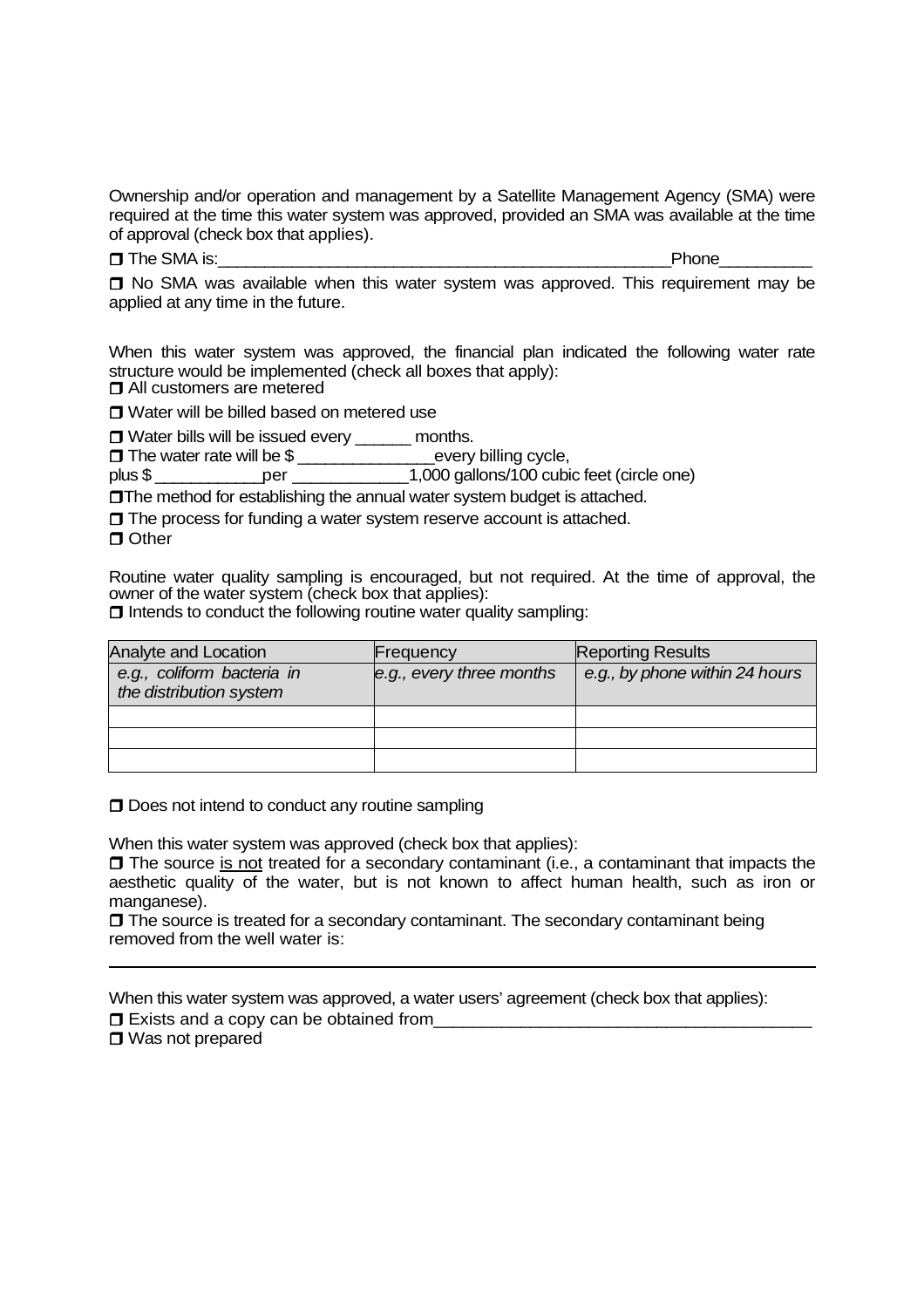Ownership and/or operation and management by a Satellite Management Agency (SMA) were required at the time this water system was approved, provided an SMA was available at the time of approval (check box that applies).

❒ The SMA is:_________________________________________________Phone_________

❒ No SMA was available when this water system was approved. This requirement may be applied at any time in the future.

When this water system was approved, the financial plan indicated the following water rate structure would be implemented (check all boxes that apply):

❒ All customers are metered

❒ Water will be billed based on metered use

❒ Water bills will be issued every ______ months.

❒ The water rate will be $ ______________every billing cycle,
plus $ ___________per ____________1,000 gallons/100 cubic feet (circle one)

❒The method for establishing the annual water system budget is attached.

❒ The process for funding a water system reserve account is attached.

❒ Other

Routine water quality sampling is encouraged, but not required. At the time of approval, the owner of the water system (check box that applies):

❒ Intends to conduct the following routine water quality sampling:

| Analyte and Location | Frequency | Reporting Results |
|---|---|---|
| *e.g., coliform bacteria in the distribution system* | *e.g., every three months* | *e.g., by phone within 24 hours* |
| | | |
| | | |
| | | |

❒ Does not intend to conduct any routine sampling

When this water system was approved (check box that applies):

❒ The source is not treated for a secondary contaminant (i.e., a contaminant that impacts the aesthetic quality of the water, but is not known to affect human health, such as iron or manganese).

❒ The source is treated for a secondary contaminant. The secondary contaminant being removed from the well water is:

_______________________________________________________________________________

When this water system was approved, a water users' agreement (check box that applies):

❒ Exists and a copy can be obtained from_______________________________________

❒ Was not prepared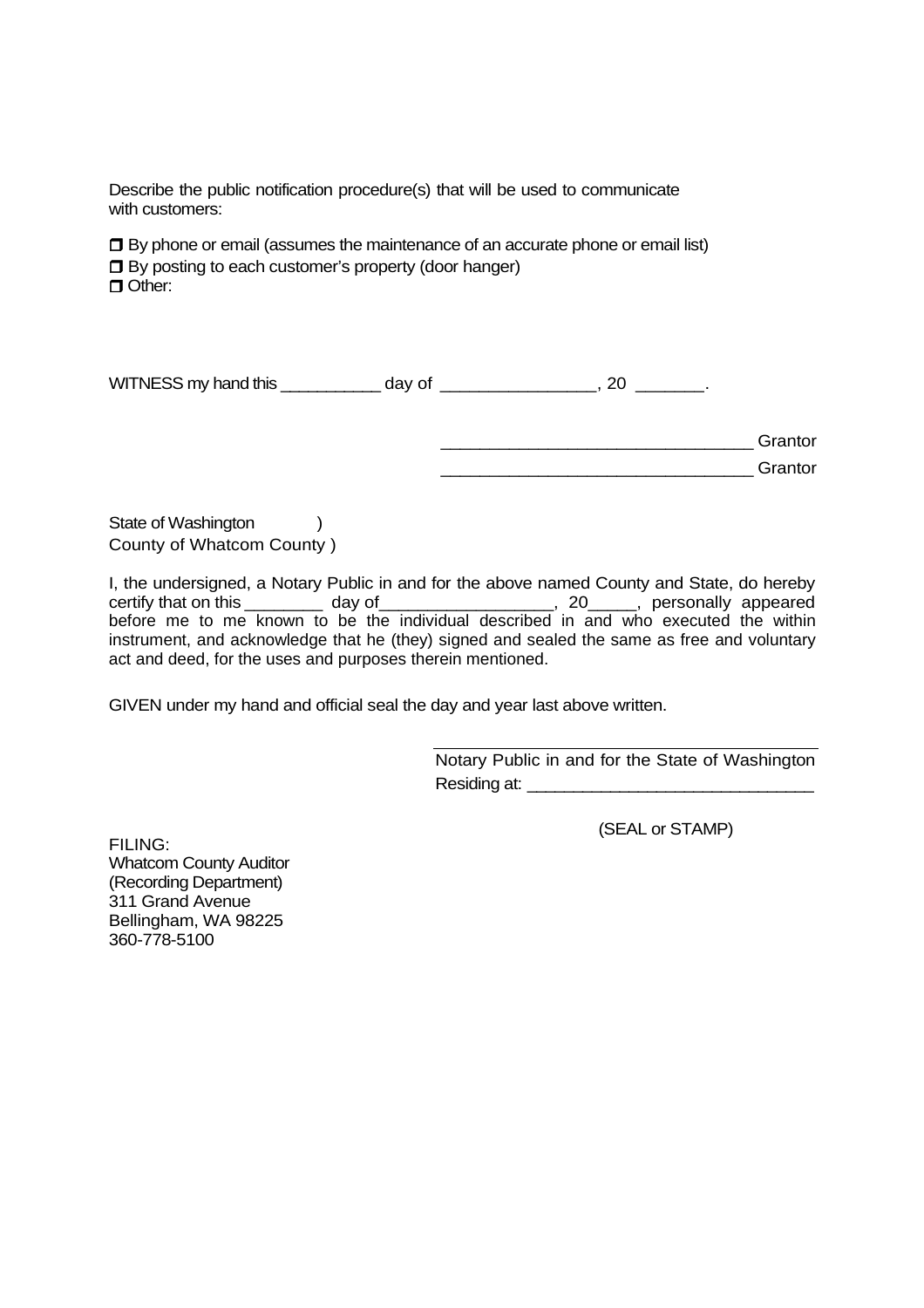Describe the public notification procedure(s) that will be used to communicate with customers:

❐ By phone or email (assumes the maintenance of an accurate phone or email list)
❐ By posting to each customer's property (door hanger)
❐ Other:

WITNESS my hand this ___________ day of ________________, 20 _______.

________________________________ Grantor

________________________________ Grantor

State of Washington )
County of Whatcom County )

I, the undersigned, a Notary Public in and for the above named County and State, do hereby certify that on this ________ day of_________________, 20_____, personally appeared before me to me known to be the individual described in and who executed the within instrument, and acknowledge that he (they) signed and sealed the same as free and voluntary act and deed, for the uses and purposes therein mentioned.

GIVEN under my hand and official seal the day and year last above written.

______________________________________
Notary Public in and for the State of Washington
Residing at: ______________________________

(SEAL or STAMP)

FILING:
Whatcom County Auditor
(Recording Department)
311 Grand Avenue
Bellingham, WA 98225
360-778-5100